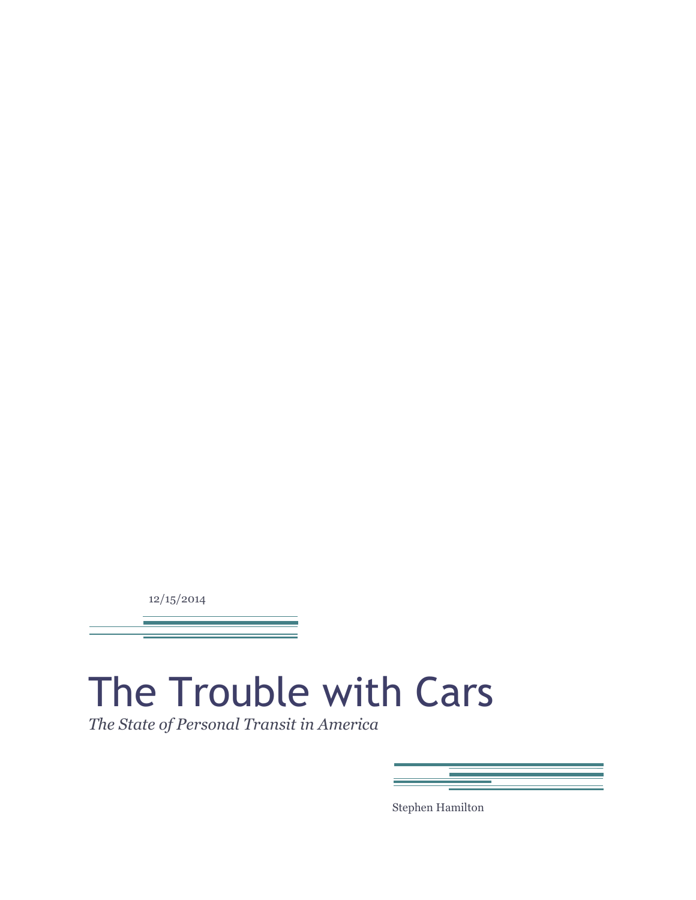12/15/2014

# The Trouble with Cars

*The State of Personal Transit in America*

Stephen Hamilton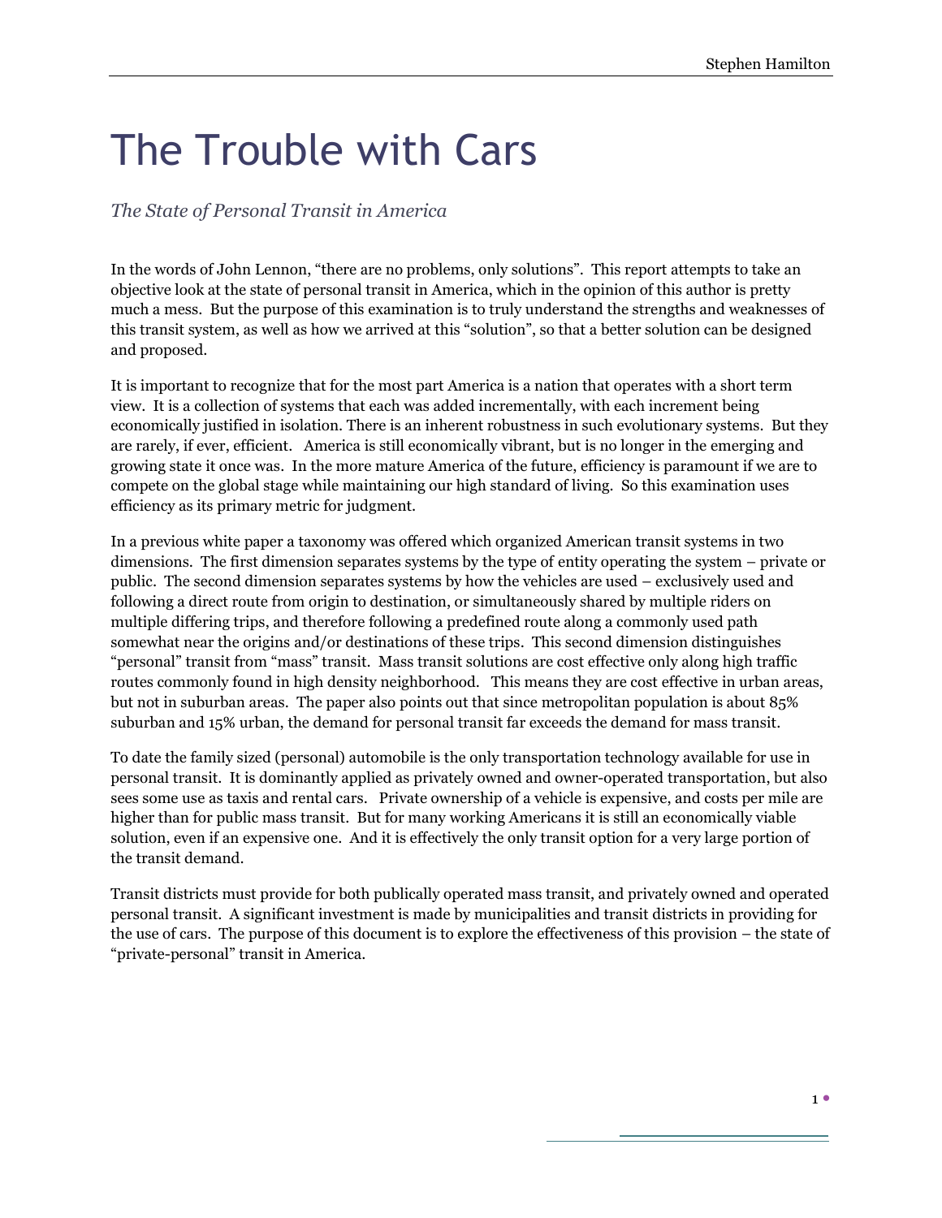# The Trouble with Cars

*The State of Personal Transit in America*

In the words of John Lennon, "there are no problems, only solutions". This report attempts to take an objective look at the state of personal transit in America, which in the opinion of this author is pretty much a mess. But the purpose of this examination is to truly understand the strengths and weaknesses of this transit system, as well as how we arrived at this "solution", so that a better solution can be designed and proposed.

It is important to recognize that for the most part America is a nation that operates with a short term view. It is a collection of systems that each was added incrementally, with each increment being economically justified in isolation. There is an inherent robustness in such evolutionary systems. But they are rarely, if ever, efficient. America is still economically vibrant, but is no longer in the emerging and growing state it once was. In the more mature America of the future, efficiency is paramount if we are to compete on the global stage while maintaining our high standard of living. So this examination uses efficiency as its primary metric for judgment.

In a previous white paper a taxonomy was offered which organized American transit systems in two dimensions. The first dimension separates systems by the type of entity operating the system – private or public. The second dimension separates systems by how the vehicles are used – exclusively used and following a direct route from origin to destination, or simultaneously shared by multiple riders on multiple differing trips, and therefore following a predefined route along a commonly used path somewhat near the origins and/or destinations of these trips. This second dimension distinguishes "personal" transit from "mass" transit. Mass transit solutions are cost effective only along high traffic routes commonly found in high density neighborhood. This means they are cost effective in urban areas, but not in suburban areas. The paper also points out that since metropolitan population is about 85% suburban and 15% urban, the demand for personal transit far exceeds the demand for mass transit.

To date the family sized (personal) automobile is the only transportation technology available for use in personal transit. It is dominantly applied as privately owned and owner-operated transportation, but also sees some use as taxis and rental cars. Private ownership of a vehicle is expensive, and costs per mile are higher than for public mass transit. But for many working Americans it is still an economically viable solution, even if an expensive one. And it is effectively the only transit option for a very large portion of the transit demand.

Transit districts must provide for both publically operated mass transit, and privately owned and operated personal transit. A significant investment is made by municipalities and transit districts in providing for the use of cars. The purpose of this document is to explore the effectiveness of this provision – the state of "private-personal" transit in America.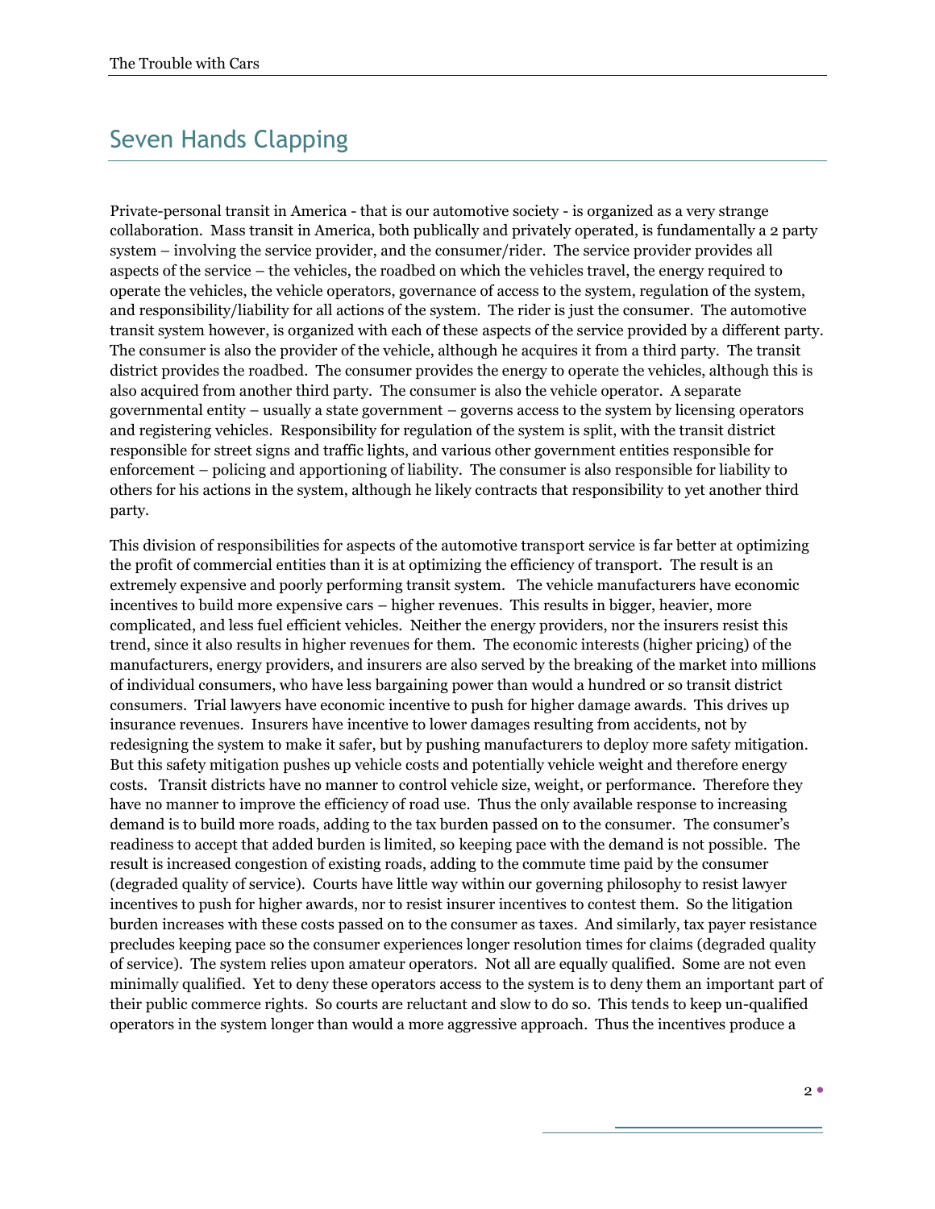## Seven Hands Clapping

Private-personal transit in America - that is our automotive society - is organized as a very strange collaboration. Mass transit in America, both publically and privately operated, is fundamentally a 2 party system – involving the service provider, and the consumer/rider. The service provider provides all aspects of the service – the vehicles, the roadbed on which the vehicles travel, the energy required to operate the vehicles, the vehicle operators, governance of access to the system, regulation of the system, and responsibility/liability for all actions of the system. The rider is just the consumer. The automotive transit system however, is organized with each of these aspects of the service provided by a different party. The consumer is also the provider of the vehicle, although he acquires it from a third party. The transit district provides the roadbed. The consumer provides the energy to operate the vehicles, although this is also acquired from another third party. The consumer is also the vehicle operator. A separate governmental entity – usually a state government – governs access to the system by licensing operators and registering vehicles. Responsibility for regulation of the system is split, with the transit district responsible for street signs and traffic lights, and various other government entities responsible for enforcement – policing and apportioning of liability. The consumer is also responsible for liability to others for his actions in the system, although he likely contracts that responsibility to yet another third party.

This division of responsibilities for aspects of the automotive transport service is far better at optimizing the profit of commercial entities than it is at optimizing the efficiency of transport. The result is an extremely expensive and poorly performing transit system. The vehicle manufacturers have economic incentives to build more expensive cars – higher revenues. This results in bigger, heavier, more complicated, and less fuel efficient vehicles. Neither the energy providers, nor the insurers resist this trend, since it also results in higher revenues for them. The economic interests (higher pricing) of the manufacturers, energy providers, and insurers are also served by the breaking of the market into millions of individual consumers, who have less bargaining power than would a hundred or so transit district consumers. Trial lawyers have economic incentive to push for higher damage awards. This drives up insurance revenues. Insurers have incentive to lower damages resulting from accidents, not by redesigning the system to make it safer, but by pushing manufacturers to deploy more safety mitigation. But this safety mitigation pushes up vehicle costs and potentially vehicle weight and therefore energy costs. Transit districts have no manner to control vehicle size, weight, or performance. Therefore they have no manner to improve the efficiency of road use. Thus the only available response to increasing demand is to build more roads, adding to the tax burden passed on to the consumer. The consumer's readiness to accept that added burden is limited, so keeping pace with the demand is not possible. The result is increased congestion of existing roads, adding to the commute time paid by the consumer (degraded quality of service). Courts have little way within our governing philosophy to resist lawyer incentives to push for higher awards, nor to resist insurer incentives to contest them. So the litigation burden increases with these costs passed on to the consumer as taxes. And similarly, tax payer resistance precludes keeping pace so the consumer experiences longer resolution times for claims (degraded quality of service). The system relies upon amateur operators. Not all are equally qualified. Some are not even minimally qualified. Yet to deny these operators access to the system is to deny them an important part of their public commerce rights. So courts are reluctant and slow to do so. This tends to keep un-qualified operators in the system longer than would a more aggressive approach. Thus the incentives produce a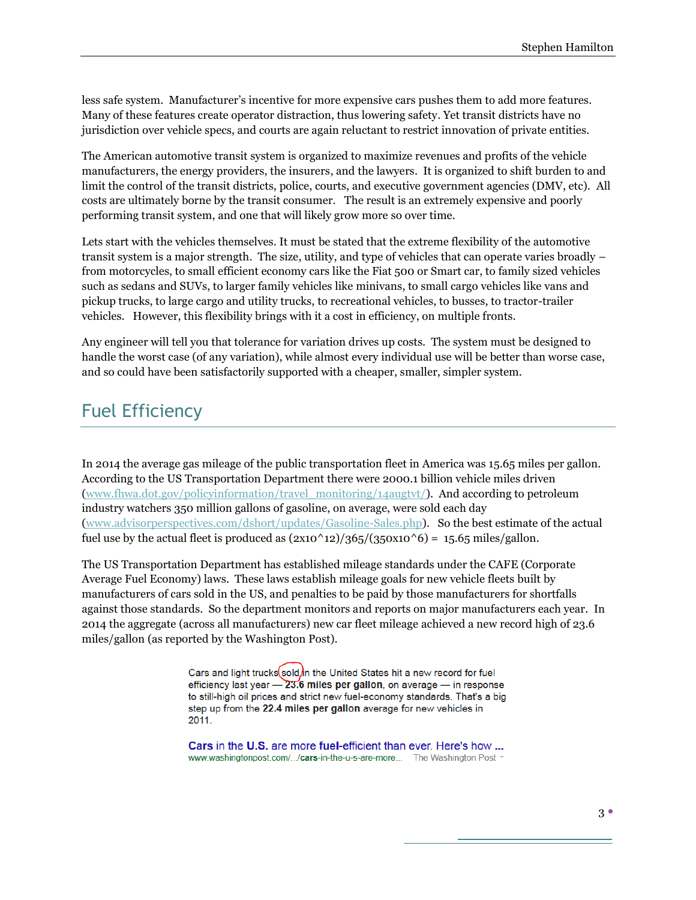less safe system. Manufacturer's incentive for more expensive cars pushes them to add more features. Many of these features create operator distraction, thus lowering safety. Yet transit districts have no jurisdiction over vehicle specs, and courts are again reluctant to restrict innovation of private entities.

The American automotive transit system is organized to maximize revenues and profits of the vehicle manufacturers, the energy providers, the insurers, and the lawyers. It is organized to shift burden to and limit the control of the transit districts, police, courts, and executive government agencies (DMV, etc). All costs are ultimately borne by the transit consumer. The result is an extremely expensive and poorly performing transit system, and one that will likely grow more so over time.

Lets start with the vehicles themselves. It must be stated that the extreme flexibility of the automotive transit system is a major strength. The size, utility, and type of vehicles that can operate varies broadly – from motorcycles, to small efficient economy cars like the Fiat 500 or Smart car, to family sized vehicles such as sedans and SUVs, to larger family vehicles like minivans, to small cargo vehicles like vans and pickup trucks, to large cargo and utility trucks, to recreational vehicles, to busses, to tractor-trailer vehicles. However, this flexibility brings with it a cost in efficiency, on multiple fronts.

Any engineer will tell you that tolerance for variation drives up costs. The system must be designed to handle the worst case (of any variation), while almost every individual use will be better than worse case, and so could have been satisfactorily supported with a cheaper, smaller, simpler system.

## Fuel Efficiency

In 2014 the average gas mileage of the public transportation fleet in America was 15.65 miles per gallon. According to the US Transportation Department there were 2000.1 billion vehicle miles driven (www.fhwa.dot.gov/policyinformation/travel_monitoring/14augtvt/). And according to petroleum industry watchers 350 million gallons of gasoline, on average, were sold each day (www.advisorperspectives.com/dshort/updates/Gasoline-Sales.php). So the best estimate of the actual fuel use by the actual fleet is produced as (2x10^12)/365/(350x10^6) = 15.65 miles/gallon.

The US Transportation Department has established mileage standards under the CAFE (Corporate Average Fuel Economy) laws. These laws establish mileage goals for new vehicle fleets built by manufacturers of cars sold in the US, and penalties to be paid by those manufacturers for shortfalls against those standards. So the department monitors and reports on major manufacturers each year. In 2014 the aggregate (across all manufacturers) new car fleet mileage achieved a new record high of 23.6 miles/gallon (as reported by the Washington Post).

> Cars and light trucks sold in the United States hit a new record for fuel efficiency last year — **23.6 miles per gallon**, on average — in response to still-high oil prices and strict new fuel-economy standards. That's a big step up from the **22.4 miles per gallon** average for new vehicles in 2011.
>
> **Cars** in the **U.S.** are more **fuel-efficient** than ever. Here's how ...
> www.washingtonpost.com/.../**cars**-in-the-u-s-are-more... The Washington Post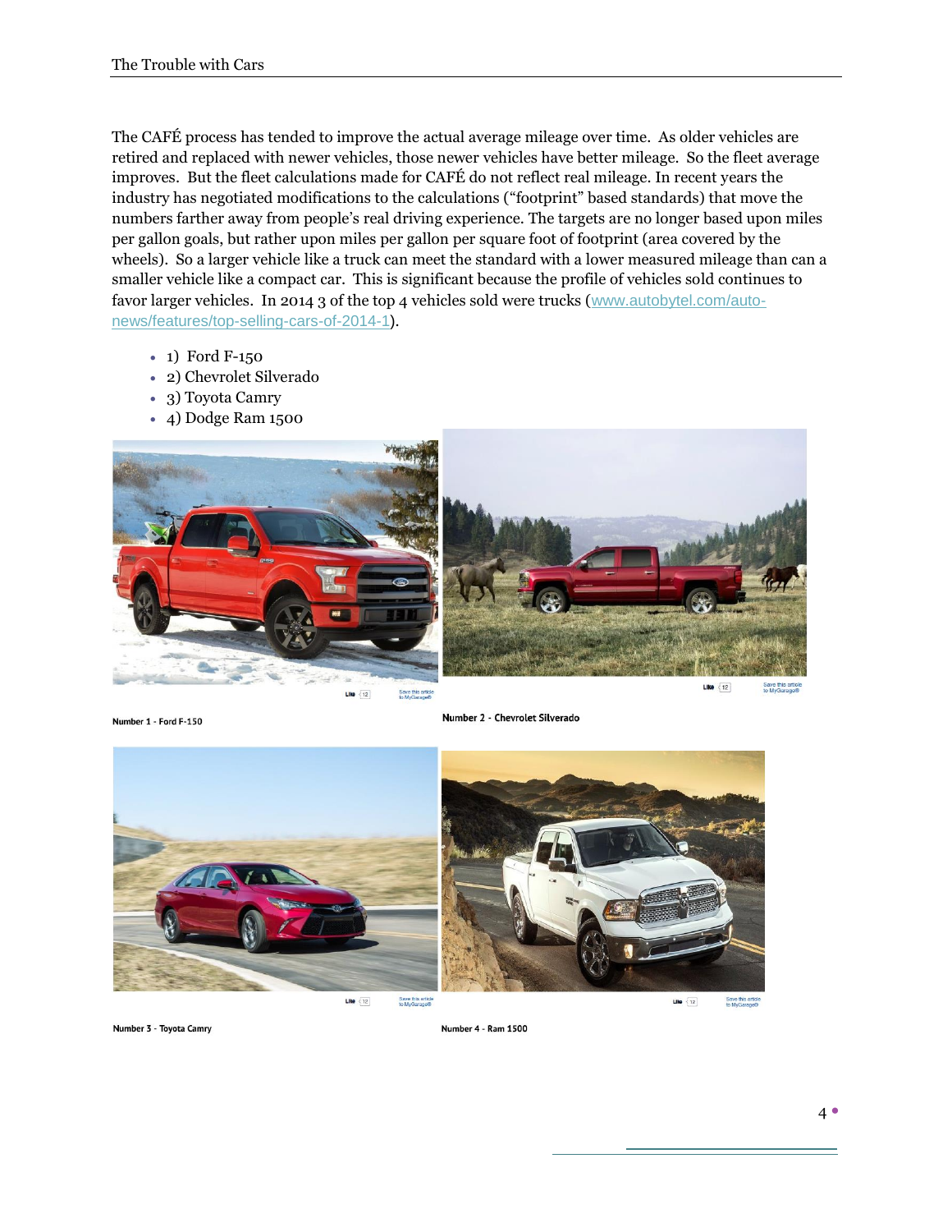The CAFÉ process has tended to improve the actual average mileage over time. As older vehicles are retired and replaced with newer vehicles, those newer vehicles have better mileage. So the fleet average improves. But the fleet calculations made for CAFÉ do not reflect real mileage. In recent years the industry has negotiated modifications to the calculations ("footprint" based standards) that move the numbers farther away from people's real driving experience. The targets are no longer based upon miles per gallon goals, but rather upon miles per gallon per square foot of footprint (area covered by the wheels). So a larger vehicle like a truck can meet the standard with a lower measured mileage than can a smaller vehicle like a compact car. This is significant because the profile of vehicles sold continues to favor larger vehicles. In 2014 3 of the top 4 vehicles sold were trucks (www.autobytel.com/auto-news/features/top-selling-cars-of-2014-1).

- 1) Ford F-150
- 2) Chevrolet Silverado
- 3) Toyota Camry
- 4) Dodge Ram 1500

Number 1 - Ford F-150

Number 2 - Chevrolet Silverado

Number 3 - Toyota Camry

Number 4 - Ram 1500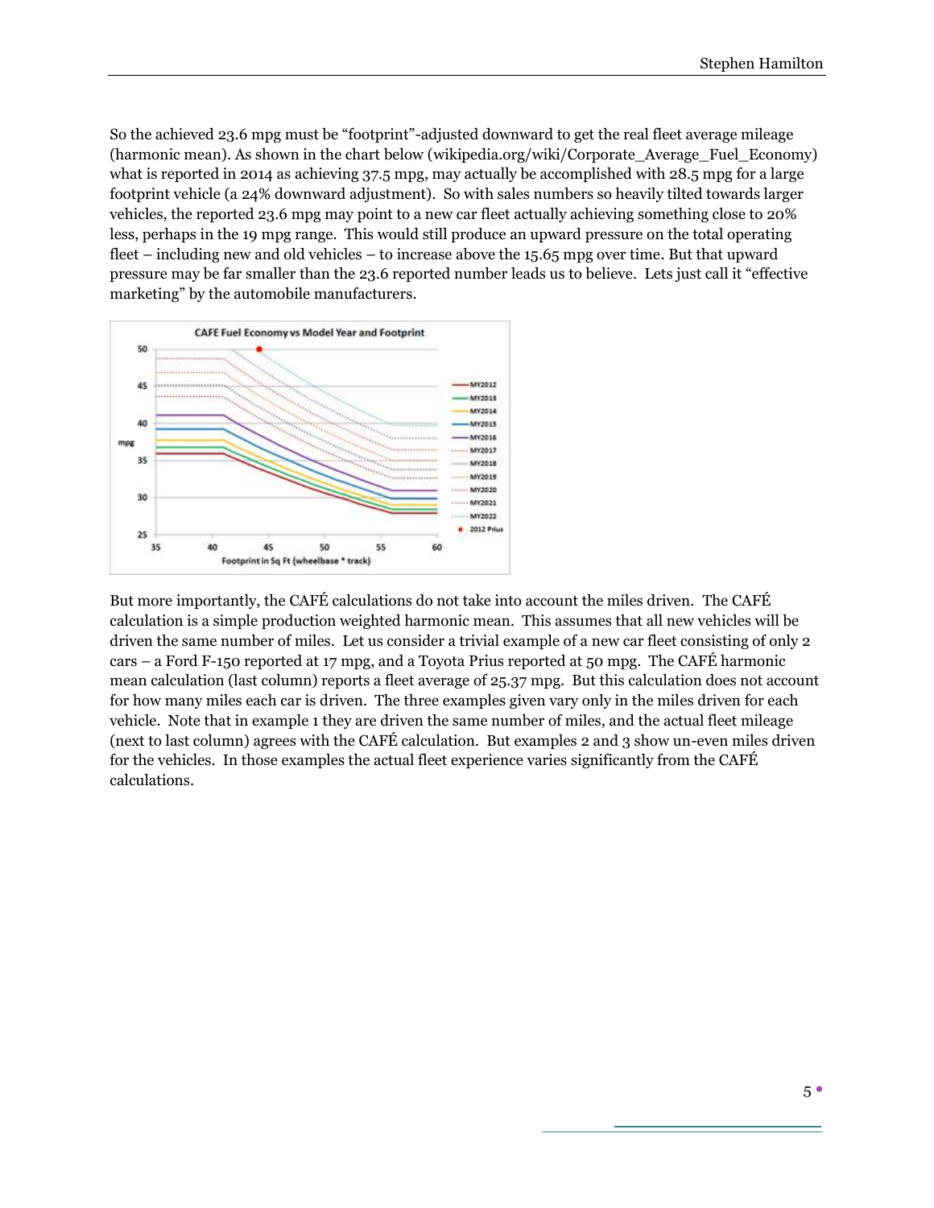So the achieved 23.6 mpg must be "footprint"-adjusted downward to get the real fleet average mileage (harmonic mean). As shown in the chart below (wikipedia.org/wiki/Corporate_Average_Fuel_Economy) what is reported in 2014 as achieving 37.5 mpg, may actually be accomplished with 28.5 mpg for a large footprint vehicle (a 24% downward adjustment). So with sales numbers so heavily tilted towards larger vehicles, the reported 23.6 mpg may point to a new car fleet actually achieving something close to 20% less, perhaps in the 19 mpg range. This would still produce an upward pressure on the total operating fleet – including new and old vehicles – to increase above the 15.65 mpg over time. But that upward pressure may be far smaller than the 23.6 reported number leads us to believe. Lets just call it "effective marketing" by the automobile manufacturers.

But more importantly, the CAFÉ calculations do not take into account the miles driven. The CAFÉ calculation is a simple production weighted harmonic mean. This assumes that all new vehicles will be driven the same number of miles. Let us consider a trivial example of a new car fleet consisting of only 2 cars – a Ford F-150 reported at 17 mpg, and a Toyota Prius reported at 50 mpg. The CAFÉ harmonic mean calculation (last column) reports a fleet average of 25.37 mpg. But this calculation does not account for how many miles each car is driven. The three examples given vary only in the miles driven for each vehicle. Note that in example 1 they are driven the same number of miles, and the actual fleet mileage (next to last column) agrees with the CAFÉ calculation. But examples 2 and 3 show un-even miles driven for the vehicles. In those examples the actual fleet experience varies significantly from the CAFÉ calculations.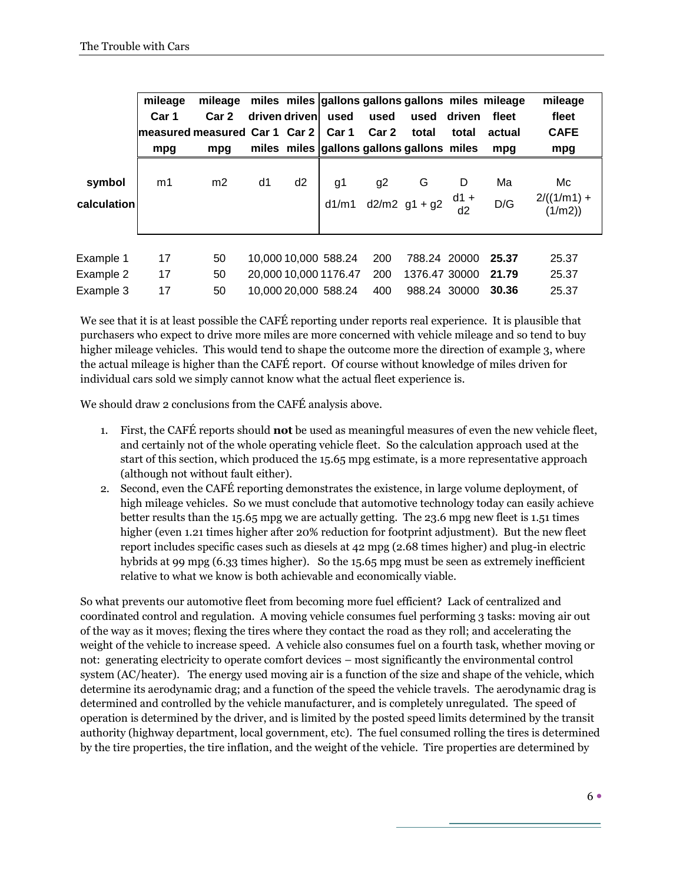| | mileage Car 1 measured mpg | mileage Car 2 measured mpg | miles driven Car 1 miles | miles driven Car 2 miles | gallons used Car 1 gallons | gallons used Car 2 gallons | gallons used total gallons | miles driven total miles | mileage fleet actual mpg | mileage fleet CAFE mpg |
|---|---|---|---|---|---|---|---|---|---|---|
| **symbol** | m1 | m2 | d1 | d2 | g1 | g2 | G | D | Ma | Mc |
| **calculation** | | | | | d1/m1 | d2/m2 | g1 + g2 | d1 + d2 | D/G | 2/((1/m1) + (1/m2)) |
| Example 1 | 17 | 50 | 10,000 | 10,000 | 588.24 | 200 | 788.24 | 20000 | **25.37** | 25.37 |
| Example 2 | 17 | 50 | 20,000 | 10,000 | 1176.47 | 200 | 1376.47 | 30000 | **21.79** | 25.37 |
| Example 3 | 17 | 50 | 10,000 | 20,000 | 588.24 | 400 | 988.24 | 30000 | **30.36** | 25.37 |

We see that it is at least possible the CAFÉ reporting under reports real experience. It is plausible that purchasers who expect to drive more miles are more concerned with vehicle mileage and so tend to buy higher mileage vehicles. This would tend to shape the outcome more the direction of example 3, where the actual mileage is higher than the CAFÉ report. Of course without knowledge of miles driven for individual cars sold we simply cannot know what the actual fleet experience is.

We should draw 2 conclusions from the CAFÉ analysis above.

1. First, the CAFÉ reports should **not** be used as meaningful measures of even the new vehicle fleet, and certainly not of the whole operating vehicle fleet. So the calculation approach used at the start of this section, which produced the 15.65 mpg estimate, is a more representative approach (although not without fault either).
2. Second, even the CAFÉ reporting demonstrates the existence, in large volume deployment, of high mileage vehicles. So we must conclude that automotive technology today can easily achieve better results than the 15.65 mpg we are actually getting. The 23.6 mpg new fleet is 1.51 times higher (even 1.21 times higher after 20% reduction for footprint adjustment). But the new fleet report includes specific cases such as diesels at 42 mpg (2.68 times higher) and plug-in electric hybrids at 99 mpg (6.33 times higher). So the 15.65 mpg must be seen as extremely inefficient relative to what we know is both achievable and economically viable.

So what prevents our automotive fleet from becoming more fuel efficient? Lack of centralized and coordinated control and regulation. A moving vehicle consumes fuel performing 3 tasks: moving air out of the way as it moves; flexing the tires where they contact the road as they roll; and accelerating the weight of the vehicle to increase speed. A vehicle also consumes fuel on a fourth task, whether moving or not: generating electricity to operate comfort devices – most significantly the environmental control system (AC/heater). The energy used moving air is a function of the size and shape of the vehicle, which determine its aerodynamic drag; and a function of the speed the vehicle travels. The aerodynamic drag is determined and controlled by the vehicle manufacturer, and is completely unregulated. The speed of operation is determined by the driver, and is limited by the posted speed limits determined by the transit authority (highway department, local government, etc). The fuel consumed rolling the tires is determined by the tire properties, the tire inflation, and the weight of the vehicle. Tire properties are determined by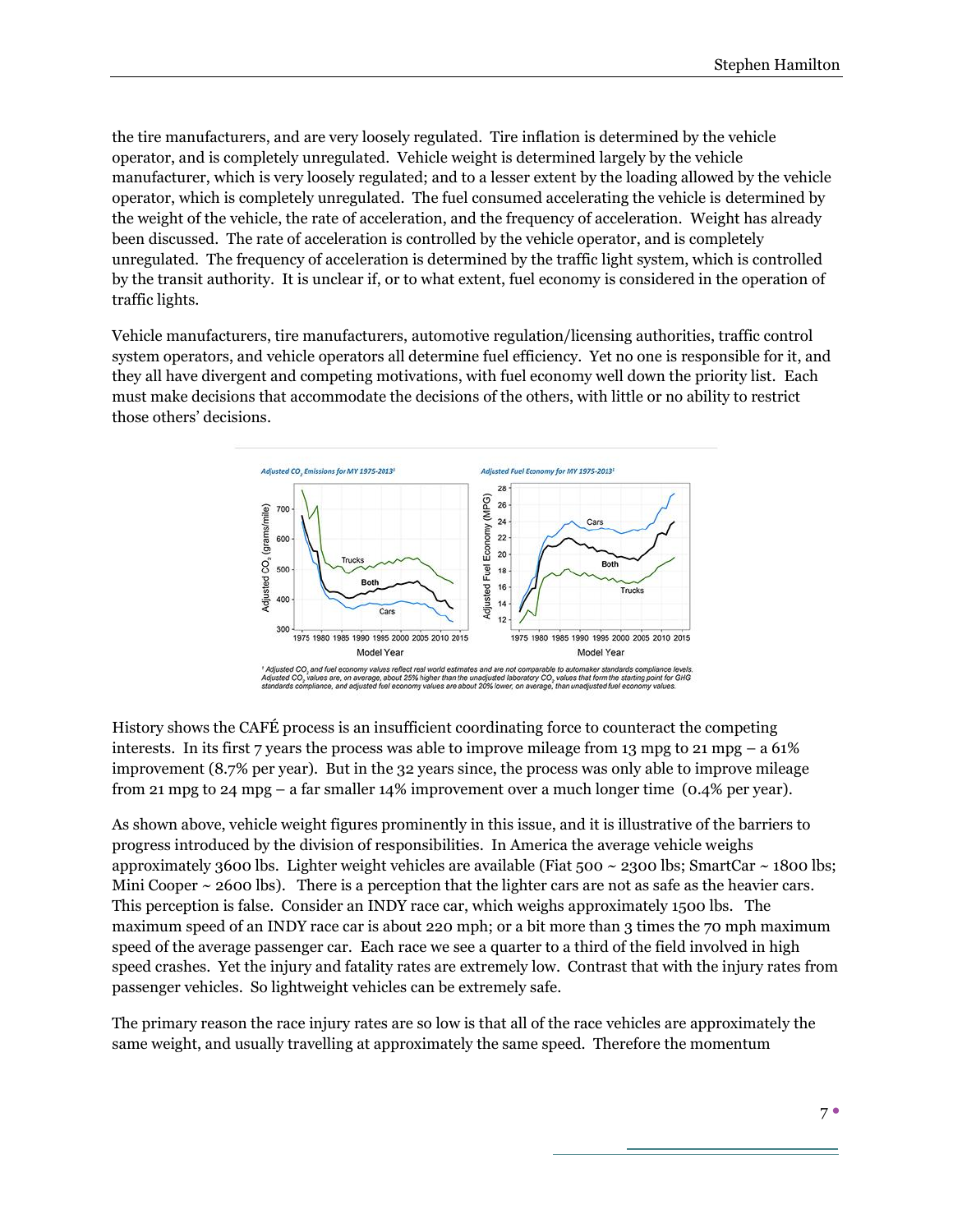the tire manufacturers, and are very loosely regulated. Tire inflation is determined by the vehicle operator, and is completely unregulated. Vehicle weight is determined largely by the vehicle manufacturer, which is very loosely regulated; and to a lesser extent by the loading allowed by the vehicle operator, which is completely unregulated. The fuel consumed accelerating the vehicle is determined by the weight of the vehicle, the rate of acceleration, and the frequency of acceleration. Weight has already been discussed. The rate of acceleration is controlled by the vehicle operator, and is completely unregulated. The frequency of acceleration is determined by the traffic light system, which is controlled by the transit authority. It is unclear if, or to what extent, fuel economy is considered in the operation of traffic lights.

Vehicle manufacturers, tire manufacturers, automotive regulation/licensing authorities, traffic control system operators, and vehicle operators all determine fuel efficiency. Yet no one is responsible for it, and they all have divergent and competing motivations, with fuel economy well down the priority list. Each must make decisions that accommodate the decisions of the others, with little or no ability to restrict those others' decisions.

History shows the CAFÉ process is an insufficient coordinating force to counteract the competing interests. In its first 7 years the process was able to improve mileage from 13 mpg to 21 mpg – a 61% improvement (8.7% per year). But in the 32 years since, the process was only able to improve mileage from 21 mpg to 24 mpg – a far smaller 14% improvement over a much longer time (0.4% per year).

As shown above, vehicle weight figures prominently in this issue, and it is illustrative of the barriers to progress introduced by the division of responsibilities. In America the average vehicle weighs approximately 3600 lbs. Lighter weight vehicles are available (Fiat 500 ~ 2300 lbs; SmartCar ~ 1800 lbs; Mini Cooper ~ 2600 lbs). There is a perception that the lighter cars are not as safe as the heavier cars. This perception is false. Consider an INDY race car, which weighs approximately 1500 lbs. The maximum speed of an INDY race car is about 220 mph; or a bit more than 3 times the 70 mph maximum speed of the average passenger car. Each race we see a quarter to a third of the field involved in high speed crashes. Yet the injury and fatality rates are extremely low. Contrast that with the injury rates from passenger vehicles. So lightweight vehicles can be extremely safe.

The primary reason the race injury rates are so low is that all of the race vehicles are approximately the same weight, and usually travelling at approximately the same speed. Therefore the momentum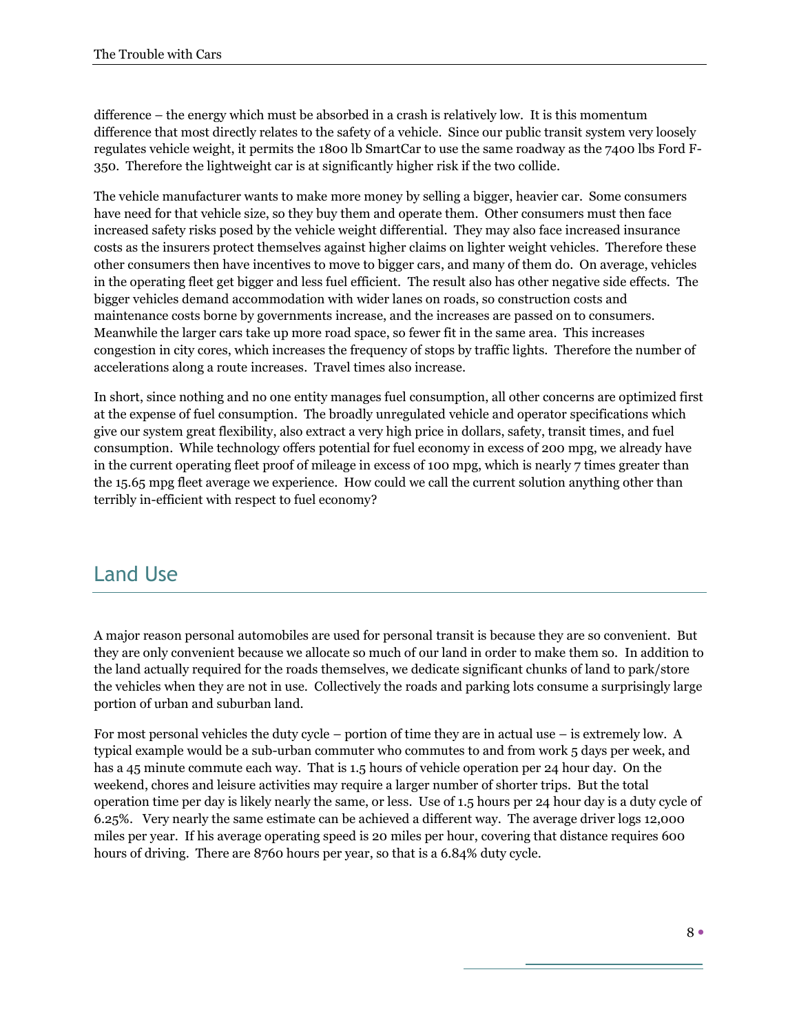difference – the energy which must be absorbed in a crash is relatively low. It is this momentum difference that most directly relates to the safety of a vehicle. Since our public transit system very loosely regulates vehicle weight, it permits the 1800 lb SmartCar to use the same roadway as the 7400 lbs Ford F-350. Therefore the lightweight car is at significantly higher risk if the two collide.

The vehicle manufacturer wants to make more money by selling a bigger, heavier car. Some consumers have need for that vehicle size, so they buy them and operate them. Other consumers must then face increased safety risks posed by the vehicle weight differential. They may also face increased insurance costs as the insurers protect themselves against higher claims on lighter weight vehicles. Therefore these other consumers then have incentives to move to bigger cars, and many of them do. On average, vehicles in the operating fleet get bigger and less fuel efficient. The result also has other negative side effects. The bigger vehicles demand accommodation with wider lanes on roads, so construction costs and maintenance costs borne by governments increase, and the increases are passed on to consumers. Meanwhile the larger cars take up more road space, so fewer fit in the same area. This increases congestion in city cores, which increases the frequency of stops by traffic lights. Therefore the number of accelerations along a route increases. Travel times also increase.

In short, since nothing and no one entity manages fuel consumption, all other concerns are optimized first at the expense of fuel consumption. The broadly unregulated vehicle and operator specifications which give our system great flexibility, also extract a very high price in dollars, safety, transit times, and fuel consumption. While technology offers potential for fuel economy in excess of 200 mpg, we already have in the current operating fleet proof of mileage in excess of 100 mpg, which is nearly 7 times greater than the 15.65 mpg fleet average we experience. How could we call the current solution anything other than terribly in-efficient with respect to fuel economy?

## Land Use

A major reason personal automobiles are used for personal transit is because they are so convenient. But they are only convenient because we allocate so much of our land in order to make them so. In addition to the land actually required for the roads themselves, we dedicate significant chunks of land to park/store the vehicles when they are not in use. Collectively the roads and parking lots consume a surprisingly large portion of urban and suburban land.

For most personal vehicles the duty cycle – portion of time they are in actual use – is extremely low. A typical example would be a sub-urban commuter who commutes to and from work 5 days per week, and has a 45 minute commute each way. That is 1.5 hours of vehicle operation per 24 hour day. On the weekend, chores and leisure activities may require a larger number of shorter trips. But the total operation time per day is likely nearly the same, or less. Use of 1.5 hours per 24 hour day is a duty cycle of 6.25%. Very nearly the same estimate can be achieved a different way. The average driver logs 12,000 miles per year. If his average operating speed is 20 miles per hour, covering that distance requires 600 hours of driving. There are 8760 hours per year, so that is a 6.84% duty cycle.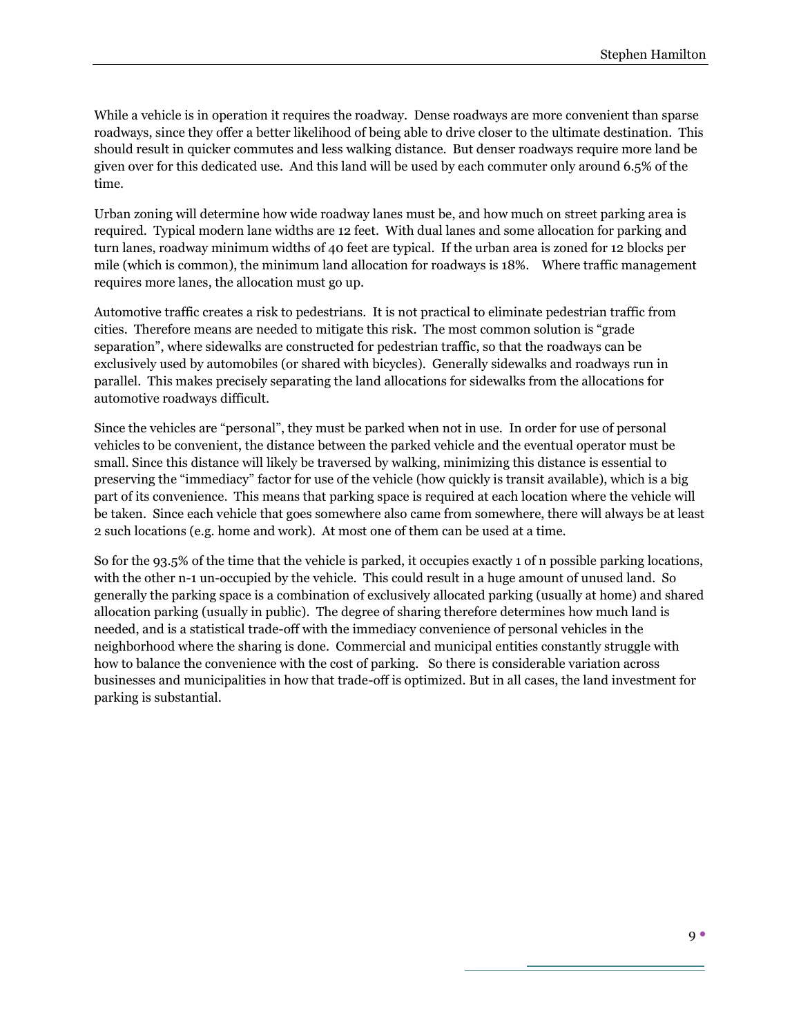While a vehicle is in operation it requires the roadway. Dense roadways are more convenient than sparse roadways, since they offer a better likelihood of being able to drive closer to the ultimate destination. This should result in quicker commutes and less walking distance. But denser roadways require more land be given over for this dedicated use. And this land will be used by each commuter only around 6.5% of the time.

Urban zoning will determine how wide roadway lanes must be, and how much on street parking area is required. Typical modern lane widths are 12 feet. With dual lanes and some allocation for parking and turn lanes, roadway minimum widths of 40 feet are typical. If the urban area is zoned for 12 blocks per mile (which is common), the minimum land allocation for roadways is 18%. Where traffic management requires more lanes, the allocation must go up.

Automotive traffic creates a risk to pedestrians. It is not practical to eliminate pedestrian traffic from cities. Therefore means are needed to mitigate this risk. The most common solution is "grade separation", where sidewalks are constructed for pedestrian traffic, so that the roadways can be exclusively used by automobiles (or shared with bicycles). Generally sidewalks and roadways run in parallel. This makes precisely separating the land allocations for sidewalks from the allocations for automotive roadways difficult.

Since the vehicles are "personal", they must be parked when not in use. In order for use of personal vehicles to be convenient, the distance between the parked vehicle and the eventual operator must be small. Since this distance will likely be traversed by walking, minimizing this distance is essential to preserving the "immediacy" factor for use of the vehicle (how quickly is transit available), which is a big part of its convenience. This means that parking space is required at each location where the vehicle will be taken. Since each vehicle that goes somewhere also came from somewhere, there will always be at least 2 such locations (e.g. home and work). At most one of them can be used at a time.

So for the 93.5% of the time that the vehicle is parked, it occupies exactly 1 of n possible parking locations, with the other n-1 un-occupied by the vehicle. This could result in a huge amount of unused land. So generally the parking space is a combination of exclusively allocated parking (usually at home) and shared allocation parking (usually in public). The degree of sharing therefore determines how much land is needed, and is a statistical trade-off with the immediacy convenience of personal vehicles in the neighborhood where the sharing is done. Commercial and municipal entities constantly struggle with how to balance the convenience with the cost of parking. So there is considerable variation across businesses and municipalities in how that trade-off is optimized. But in all cases, the land investment for parking is substantial.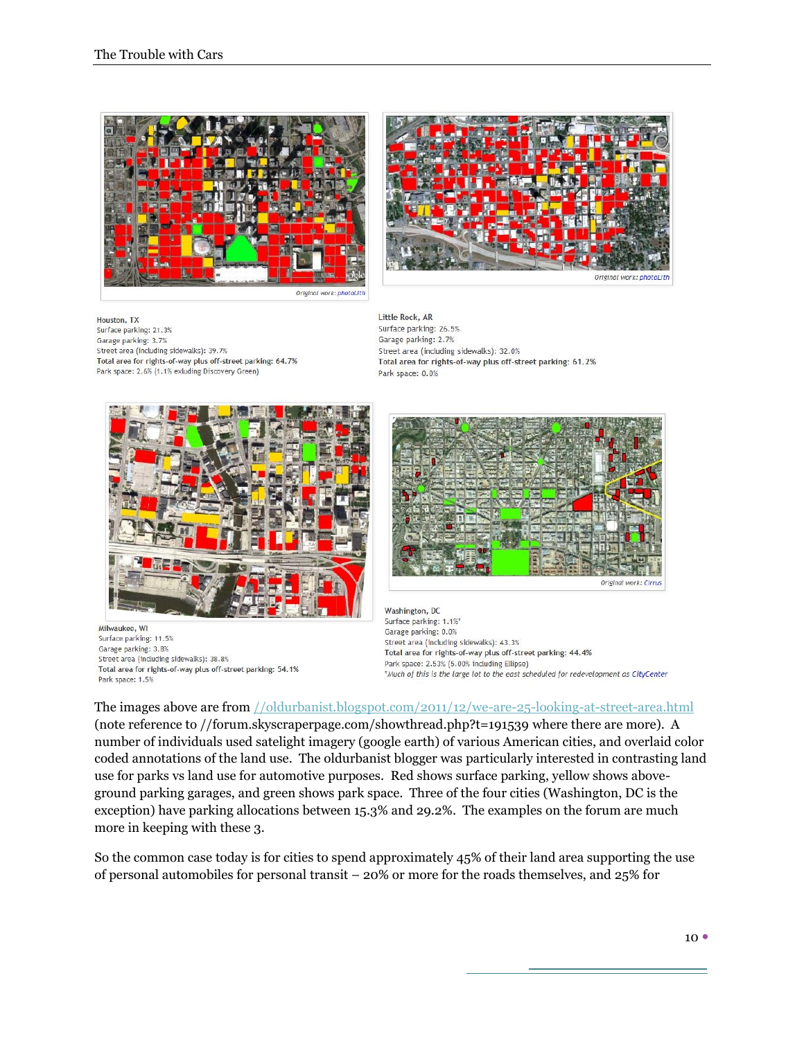Original work: photoLith

Houston, TX
Surface parking: 21.3%
Garage parking: 3.7%
Street area (including sidewalks): 39.7%
**Total area for rights-of-way plus off-street parking: 64.7%**
Park space: 2.6% (1.1% exluding Discovery Green)

Original work: photoLith

Little Rock, AR
Surface parking: 26.5%
Garage parking: 2.7%
Street area (including sidewalks): 32.0%
**Total area for rights-of-way plus off-street parking: 61.2%**
Park space: 0.0%

Milwaukee, WI
Surface parking: 11.5%
Garage parking: 3.8%
Street area (including sidewalks): 38.8%
**Total area for rights-of-way plus off-street parking: 54.1%**
Park space: 1.5%

Original work: Cirrus

Washington, DC
Surface parking: 1.1%*
Garage parking: 0.0%
Street area (including sidewalks): 43.3%
**Total area for rights-of-way plus off-street parking: 44.4%**
Park space: 2.53% (5.00% including Ellipse)
*Much of this is the large lot to the east scheduled for redevelopment as CityCenter*

The images above are from [//oldurbanist.blogspot.com/2011/12/we-are-25-looking-at-street-area.html](//oldurbanist.blogspot.com/2011/12/we-are-25-looking-at-street-area.html) (note reference to //forum.skyscraperpage.com/showthread.php?t=191539 where there are more). A number of individuals used satelight imagery (google earth) of various American cities, and overlaid color coded annotations of the land use. The oldurbanist blogger was particularly interested in contrasting land use for parks vs land use for automotive purposes. Red shows surface parking, yellow shows above-ground parking garages, and green shows park space. Three of the four cities (Washington, DC is the exception) have parking allocations between 15.3% and 29.2%. The examples on the forum are much more in keeping with these 3.

So the common case today is for cities to spend approximately 45% of their land area supporting the use of personal automobiles for personal transit – 20% or more for the roads themselves, and 25% for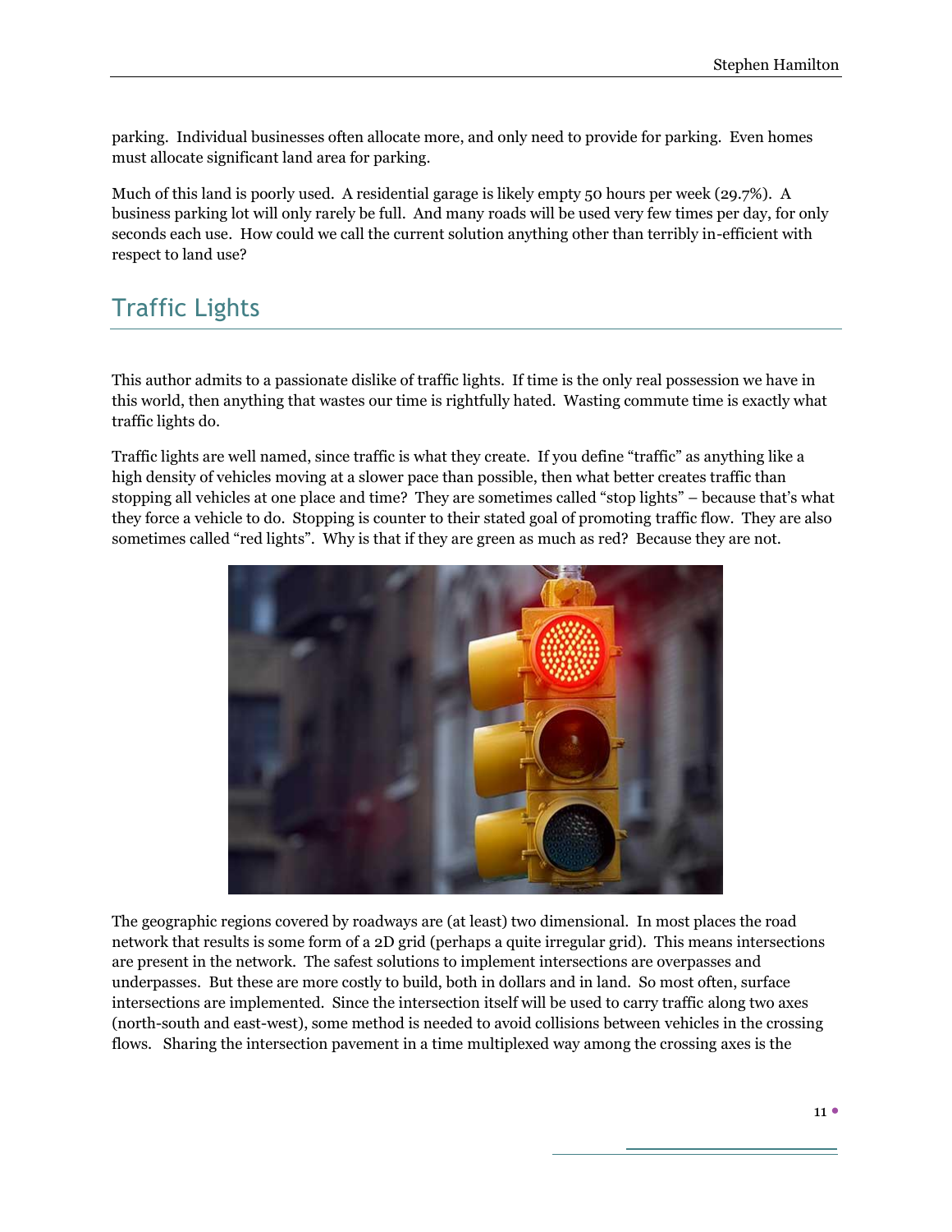parking. Individual businesses often allocate more, and only need to provide for parking. Even homes must allocate significant land area for parking.

Much of this land is poorly used. A residential garage is likely empty 50 hours per week (29.7%). A business parking lot will only rarely be full. And many roads will be used very few times per day, for only seconds each use. How could we call the current solution anything other than terribly in-efficient with respect to land use?

## Traffic Lights

This author admits to a passionate dislike of traffic lights. If time is the only real possession we have in this world, then anything that wastes our time is rightfully hated. Wasting commute time is exactly what traffic lights do.

Traffic lights are well named, since traffic is what they create. If you define "traffic" as anything like a high density of vehicles moving at a slower pace than possible, then what better creates traffic than stopping all vehicles at one place and time? They are sometimes called "stop lights" – because that's what they force a vehicle to do. Stopping is counter to their stated goal of promoting traffic flow. They are also sometimes called "red lights". Why is that if they are green as much as red? Because they are not.

The geographic regions covered by roadways are (at least) two dimensional. In most places the road network that results is some form of a 2D grid (perhaps a quite irregular grid). This means intersections are present in the network. The safest solutions to implement intersections are overpasses and underpasses. But these are more costly to build, both in dollars and in land. So most often, surface intersections are implemented. Since the intersection itself will be used to carry traffic along two axes (north-south and east-west), some method is needed to avoid collisions between vehicles in the crossing flows. Sharing the intersection pavement in a time multiplexed way among the crossing axes is the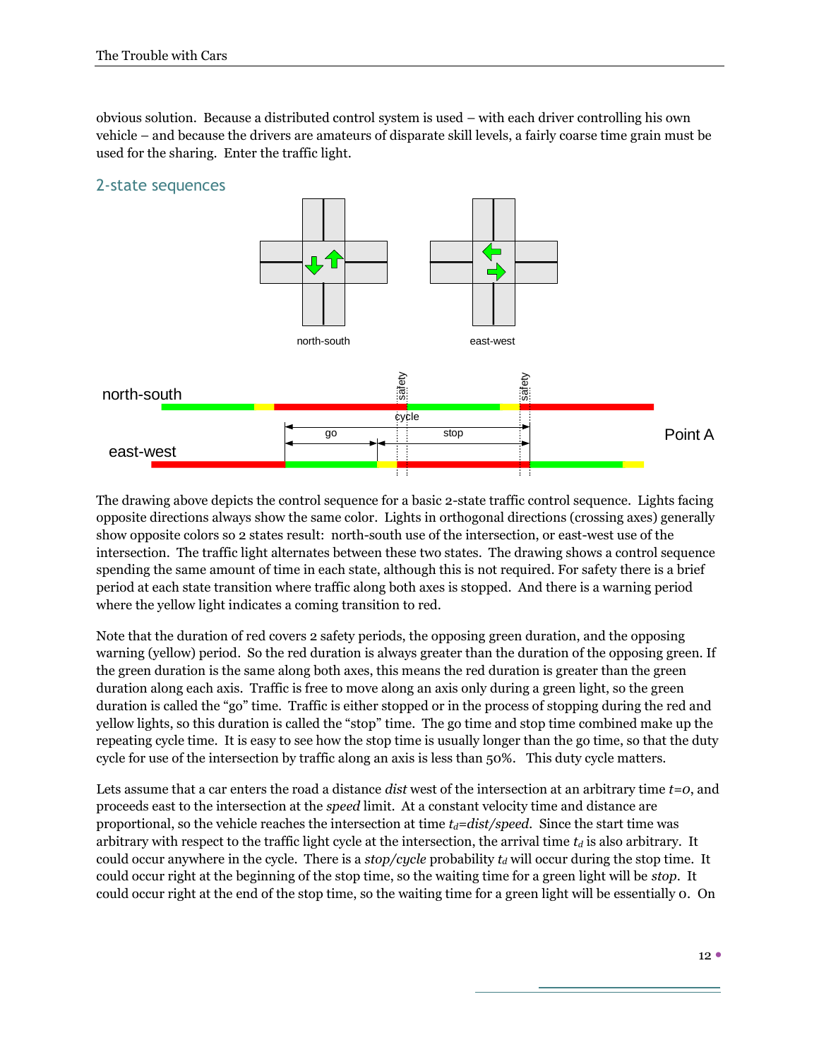obvious solution. Because a distributed control system is used – with each driver controlling his own vehicle – and because the drivers are amateurs of disparate skill levels, a fairly coarse time grain must be used for the sharing. Enter the traffic light.

## 2-state sequences

The drawing above depicts the control sequence for a basic 2-state traffic control sequence. Lights facing opposite directions always show the same color. Lights in orthogonal directions (crossing axes) generally show opposite colors so 2 states result: north-south use of the intersection, or east-west use of the intersection. The traffic light alternates between these two states. The drawing shows a control sequence spending the same amount of time in each state, although this is not required. For safety there is a brief period at each state transition where traffic along both axes is stopped. And there is a warning period where the yellow light indicates a coming transition to red.

Note that the duration of red covers 2 safety periods, the opposing green duration, and the opposing warning (yellow) period. So the red duration is always greater than the duration of the opposing green. If the green duration is the same along both axes, this means the red duration is greater than the green duration along each axis. Traffic is free to move along an axis only during a green light, so the green duration is called the "go" time. Traffic is either stopped or in the process of stopping during the red and yellow lights, so this duration is called the "stop" time. The go time and stop time combined make up the repeating cycle time. It is easy to see how the stop time is usually longer than the go time, so that the duty cycle for use of the intersection by traffic along an axis is less than 50%. This duty cycle matters.

Lets assume that a car enters the road a distance *dist* west of the intersection at an arbitrary time $t=0$, and proceeds east to the intersection at the *speed* limit. At a constant velocity time and distance are proportional, so the vehicle reaches the intersection at time $t_d=dist/speed$. Since the start time was arbitrary with respect to the traffic light cycle at the intersection, the arrival time $t_d$ is also arbitrary. It could occur anywhere in the cycle. There is a *stop/cycle* probability $t_d$ will occur during the stop time. It could occur right at the beginning of the stop time, so the waiting time for a green light will be *stop*. It could occur right at the end of the stop time, so the waiting time for a green light will be essentially 0. On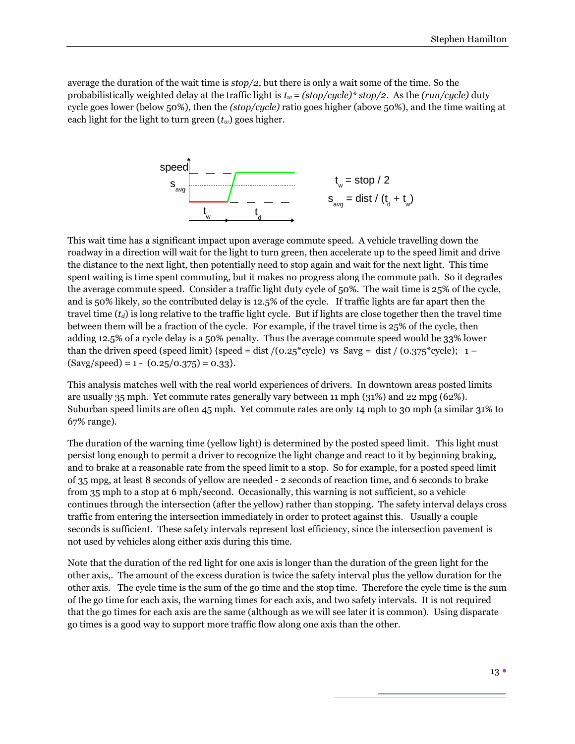average the duration of the wait time is *stop/2*, but there is only a wait some of the time. So the probabilistically weighted delay at the traffic light is $t_w = (stop/cycle) * stop/2$. As the *(run/cycle)* duty cycle goes lower (below 50%), then the *(stop/cycle)* ratio goes higher (above 50%), and the time waiting at each light for the light to turn green ($t_w$) goes higher.

$$t_w = stop / 2$$

$$s_{avg} = dist / (t_d + t_w)$$

This wait time has a significant impact upon average commute speed. A vehicle travelling down the roadway in a direction will wait for the light to turn green, then accelerate up to the speed limit and drive the distance to the next light, then potentially need to stop again and wait for the next light. This time spent waiting is time spent commuting, but it makes no progress along the commute path. So it degrades the average commute speed. Consider a traffic light duty cycle of 50%. The wait time is 25% of the cycle, and is 50% likely, so the contributed delay is 12.5% of the cycle. If traffic lights are far apart then the travel time ($t_d$) is long relative to the traffic light cycle. But if lights are close together then the travel time between them will be a fraction of the cycle. For example, if the travel time is 25% of the cycle, then adding 12.5% of a cycle delay is a 50% penalty. Thus the average commute speed would be 33% lower than the driven speed (speed limit) {speed = dist /(0.25*cycle) vs Savg = dist / (0.375*cycle); 1 – (Savg/speed) = 1 - (0.25/0.375) = 0.33}.

This analysis matches well with the real world experiences of drivers. In downtown areas posted limits are usually 35 mph. Yet commute rates generally vary between 11 mph (31%) and 22 mpg (62%). Suburban speed limits are often 45 mph. Yet commute rates are only 14 mph to 30 mph (a similar 31% to 67% range).

The duration of the warning time (yellow light) is determined by the posted speed limit. This light must persist long enough to permit a driver to recognize the light change and react to it by beginning braking, and to brake at a reasonable rate from the speed limit to a stop. So for example, for a posted speed limit of 35 mpg, at least 8 seconds of yellow are needed - 2 seconds of reaction time, and 6 seconds to brake from 35 mph to a stop at 6 mph/second. Occasionally, this warning is not sufficient, so a vehicle continues through the intersection (after the yellow) rather than stopping. The safety interval delays cross traffic from entering the intersection immediately in order to protect against this. Usually a couple seconds is sufficient. These safety intervals represent lost efficiency, since the intersection pavement is not used by vehicles along either axis during this time.

Note that the duration of the red light for one axis is longer than the duration of the green light for the other axis,. The amount of the excess duration is twice the safety interval plus the yellow duration for the other axis. The cycle time is the sum of the go time and the stop time. Therefore the cycle time is the sum of the go time for each axis, the warning times for each axis, and two safety intervals. It is not required that the go times for each axis are the same (although as we will see later it is common). Using disparate go times is a good way to support more traffic flow along one axis than the other.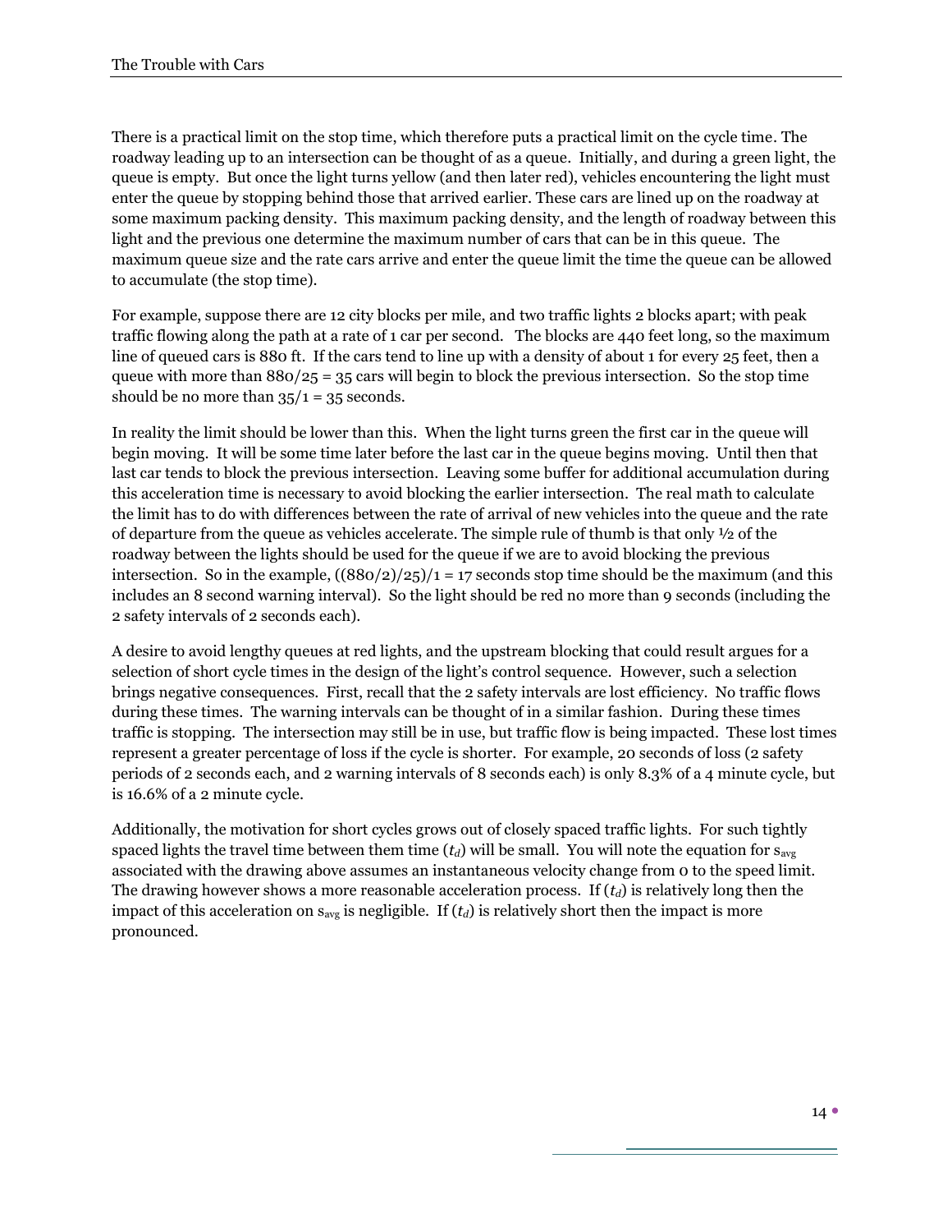There is a practical limit on the stop time, which therefore puts a practical limit on the cycle time. The roadway leading up to an intersection can be thought of as a queue. Initially, and during a green light, the queue is empty. But once the light turns yellow (and then later red), vehicles encountering the light must enter the queue by stopping behind those that arrived earlier. These cars are lined up on the roadway at some maximum packing density. This maximum packing density, and the length of roadway between this light and the previous one determine the maximum number of cars that can be in this queue. The maximum queue size and the rate cars arrive and enter the queue limit the time the queue can be allowed to accumulate (the stop time).

For example, suppose there are 12 city blocks per mile, and two traffic lights 2 blocks apart; with peak traffic flowing along the path at a rate of 1 car per second. The blocks are 440 feet long, so the maximum line of queued cars is 880 ft. If the cars tend to line up with a density of about 1 for every 25 feet, then a queue with more than 880/25 = 35 cars will begin to block the previous intersection. So the stop time should be no more than 35/1 = 35 seconds.

In reality the limit should be lower than this. When the light turns green the first car in the queue will begin moving. It will be some time later before the last car in the queue begins moving. Until then that last car tends to block the previous intersection. Leaving some buffer for additional accumulation during this acceleration time is necessary to avoid blocking the earlier intersection. The real math to calculate the limit has to do with differences between the rate of arrival of new vehicles into the queue and the rate of departure from the queue as vehicles accelerate. The simple rule of thumb is that only ½ of the roadway between the lights should be used for the queue if we are to avoid blocking the previous intersection. So in the example, ((880/2)/25)/1 = 17 seconds stop time should be the maximum (and this includes an 8 second warning interval). So the light should be red no more than 9 seconds (including the 2 safety intervals of 2 seconds each).

A desire to avoid lengthy queues at red lights, and the upstream blocking that could result argues for a selection of short cycle times in the design of the light's control sequence. However, such a selection brings negative consequences. First, recall that the 2 safety intervals are lost efficiency. No traffic flows during these times. The warning intervals can be thought of in a similar fashion. During these times traffic is stopping. The intersection may still be in use, but traffic flow is being impacted. These lost times represent a greater percentage of loss if the cycle is shorter. For example, 20 seconds of loss (2 safety periods of 2 seconds each, and 2 warning intervals of 8 seconds each) is only 8.3% of a 4 minute cycle, but is 16.6% of a 2 minute cycle.

Additionally, the motivation for short cycles grows out of closely spaced traffic lights. For such tightly spaced lights the travel time between them time ($t_d$) will be small. You will note the equation for $s_{avg}$ associated with the drawing above assumes an instantaneous velocity change from 0 to the speed limit. The drawing however shows a more reasonable acceleration process. If ($t_d$) is relatively long then the impact of this acceleration on $s_{avg}$ is negligible. If ($t_d$) is relatively short then the impact is more pronounced.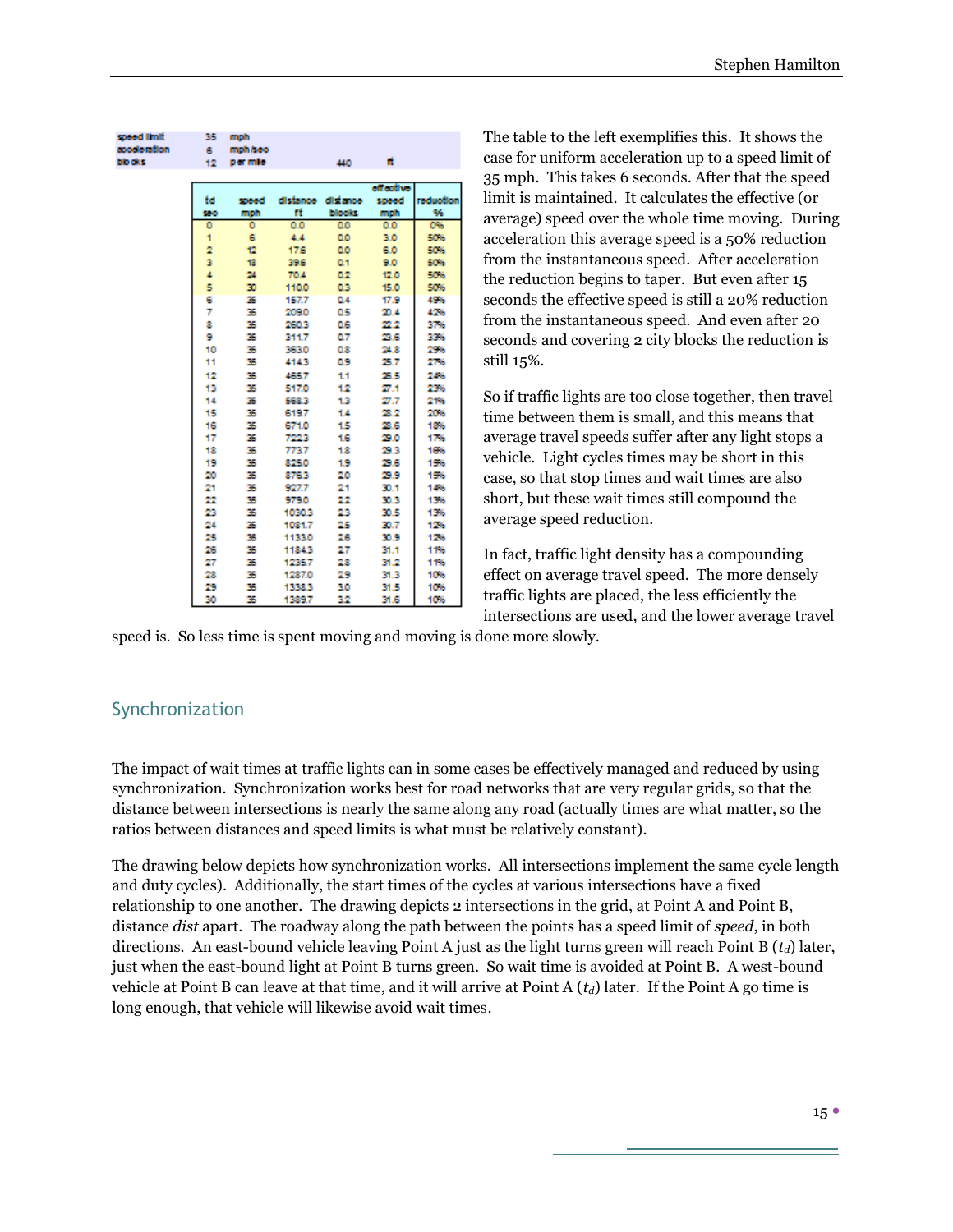| speed limit | 35 | mph | | |
|---|---|---|---|---|
| acceleration | 6 | mph/sec | | |
| blocks | 12 | per mile | 440 | ft |

| td sec | speed mph | distance ft | distance blocks | effective speed mph | reduction % |
|---|---|---|---|---|---|
| 0 | 0 | 0.0 | 0.0 | 0.0 | 0% |
| 1 | 6 | 4.4 | 0.0 | 3.0 | 50% |
| 2 | 12 | 17.6 | 0.0 | 6.0 | 50% |
| 3 | 18 | 39.6 | 0.1 | 9.0 | 50% |
| 4 | 24 | 70.4 | 0.2 | 12.0 | 50% |
| 5 | 30 | 110.0 | 0.3 | 15.0 | 50% |
| 6 | 35 | 157.7 | 0.4 | 17.9 | 49% |
| 7 | 35 | 209.0 | 0.5 | 20.4 | 42% |
| 8 | 35 | 260.3 | 0.6 | 22.2 | 37% |
| 9 | 35 | 311.7 | 0.7 | 23.6 | 33% |
| 10 | 35 | 363.0 | 0.8 | 24.8 | 29% |
| 11 | 35 | 414.3 | 0.9 | 25.7 | 27% |
| 12 | 35 | 465.7 | 1.1 | 26.5 | 24% |
| 13 | 35 | 517.0 | 1.2 | 27.1 | 23% |
| 14 | 35 | 568.3 | 1.3 | 27.7 | 21% |
| 15 | 35 | 619.7 | 1.4 | 28.2 | 20% |
| 16 | 35 | 671.0 | 1.5 | 28.6 | 18% |
| 17 | 35 | 722.3 | 1.6 | 29.0 | 17% |
| 18 | 35 | 773.7 | 1.8 | 29.3 | 16% |
| 19 | 35 | 825.0 | 1.9 | 29.6 | 15% |
| 20 | 35 | 876.3 | 2.0 | 29.9 | 15% |
| 21 | 35 | 927.7 | 2.1 | 30.1 | 14% |
| 22 | 35 | 979.0 | 2.2 | 30.3 | 13% |
| 23 | 35 | 1030.3 | 2.3 | 30.5 | 13% |
| 24 | 35 | 1081.7 | 2.5 | 30.7 | 12% |
| 25 | 35 | 1133.0 | 2.6 | 30.9 | 12% |
| 26 | 35 | 1184.3 | 2.7 | 31.1 | 11% |
| 27 | 35 | 1235.7 | 2.8 | 31.2 | 11% |
| 28 | 35 | 1287.0 | 2.9 | 31.3 | 10% |
| 29 | 35 | 1338.3 | 3.0 | 31.5 | 10% |
| 30 | 35 | 1389.7 | 3.2 | 31.6 | 10% |

The table to the left exemplifies this. It shows the case for uniform acceleration up to a speed limit of 35 mph. This takes 6 seconds. After that the speed limit is maintained. It calculates the effective (or average) speed over the whole time moving. During acceleration this average speed is a 50% reduction from the instantaneous speed. After acceleration the reduction begins to taper. But even after 15 seconds the effective speed is still a 20% reduction from the instantaneous speed. And even after 20 seconds and covering 2 city blocks the reduction is still 15%.

So if traffic lights are too close together, then travel time between them is small, and this means that average travel speeds suffer after any light stops a vehicle. Light cycles times may be short in this case, so that stop times and wait times are also short, but these wait times still compound the average speed reduction.

In fact, traffic light density has a compounding effect on average travel speed. The more densely traffic lights are placed, the less efficiently the intersections are used, and the lower average travel speed is. So less time is spent moving and moving is done more slowly.

## Synchronization

The impact of wait times at traffic lights can in some cases be effectively managed and reduced by using synchronization. Synchronization works best for road networks that are very regular grids, so that the distance between intersections is nearly the same along any road (actually times are what matter, so the ratios between distances and speed limits is what must be relatively constant).

The drawing below depicts how synchronization works. All intersections implement the same cycle length and duty cycles). Additionally, the start times of the cycles at various intersections have a fixed relationship to one another. The drawing depicts 2 intersections in the grid, at Point A and Point B, distance *dist* apart. The roadway along the path between the points has a speed limit of *speed*, in both directions. An east-bound vehicle leaving Point A just as the light turns green will reach Point B ($t_d$) later, just when the east-bound light at Point B turns green. So wait time is avoided at Point B. A west-bound vehicle at Point B can leave at that time, and it will arrive at Point A ($t_d$) later. If the Point A go time is long enough, that vehicle will likewise avoid wait times.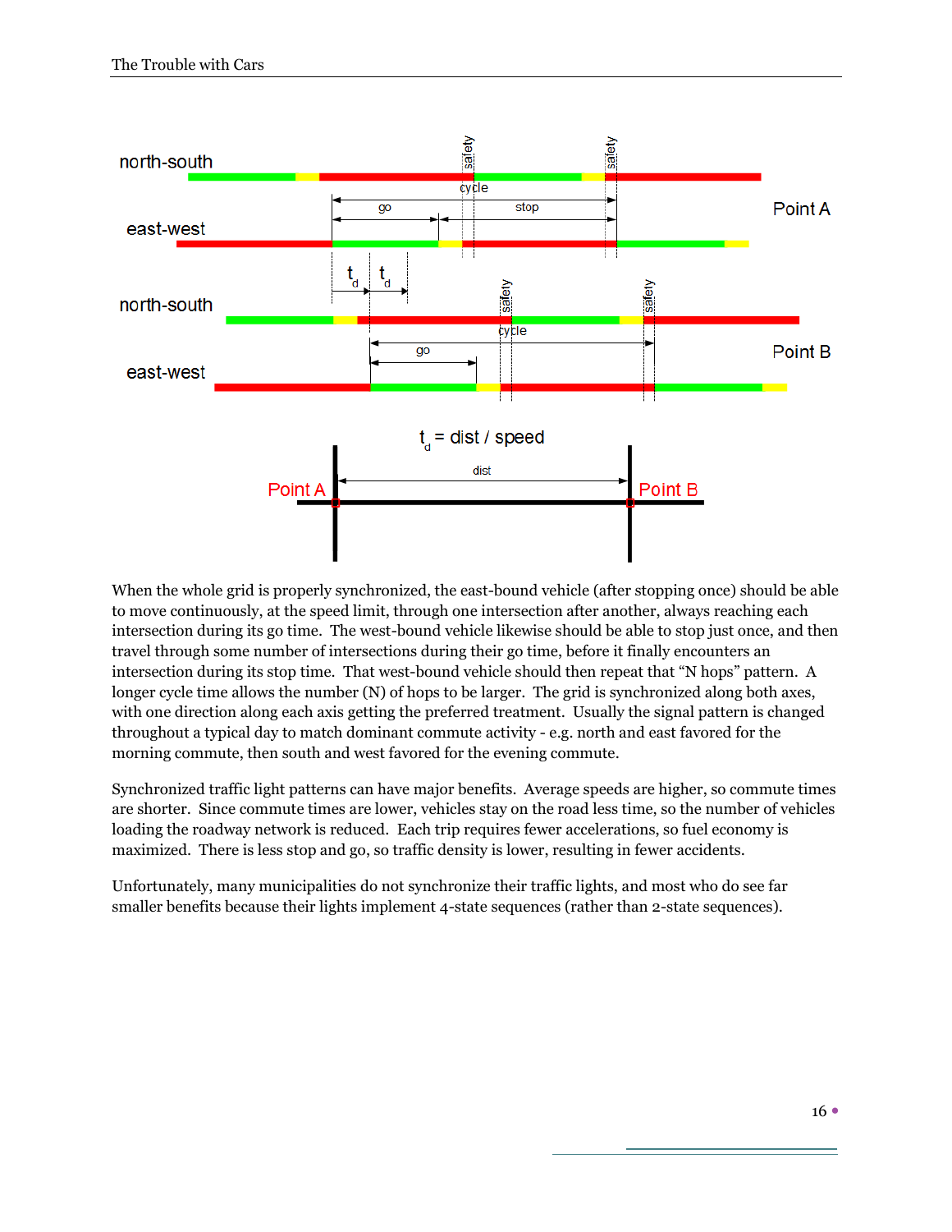When the whole grid is properly synchronized, the east-bound vehicle (after stopping once) should be able to move continuously, at the speed limit, through one intersection after another, always reaching each intersection during its go time. The west-bound vehicle likewise should be able to stop just once, and then travel through some number of intersections during their go time, before it finally encounters an intersection during its stop time. That west-bound vehicle should then repeat that "N hops" pattern. A longer cycle time allows the number (N) of hops to be larger. The grid is synchronized along both axes, with one direction along each axis getting the preferred treatment. Usually the signal pattern is changed throughout a typical day to match dominant commute activity - e.g. north and east favored for the morning commute, then south and west favored for the evening commute.

Synchronized traffic light patterns can have major benefits. Average speeds are higher, so commute times are shorter. Since commute times are lower, vehicles stay on the road less time, so the number of vehicles loading the roadway network is reduced. Each trip requires fewer accelerations, so fuel economy is maximized. There is less stop and go, so traffic density is lower, resulting in fewer accidents.

Unfortunately, many municipalities do not synchronize their traffic lights, and most who do see far smaller benefits because their lights implement 4-state sequences (rather than 2-state sequences).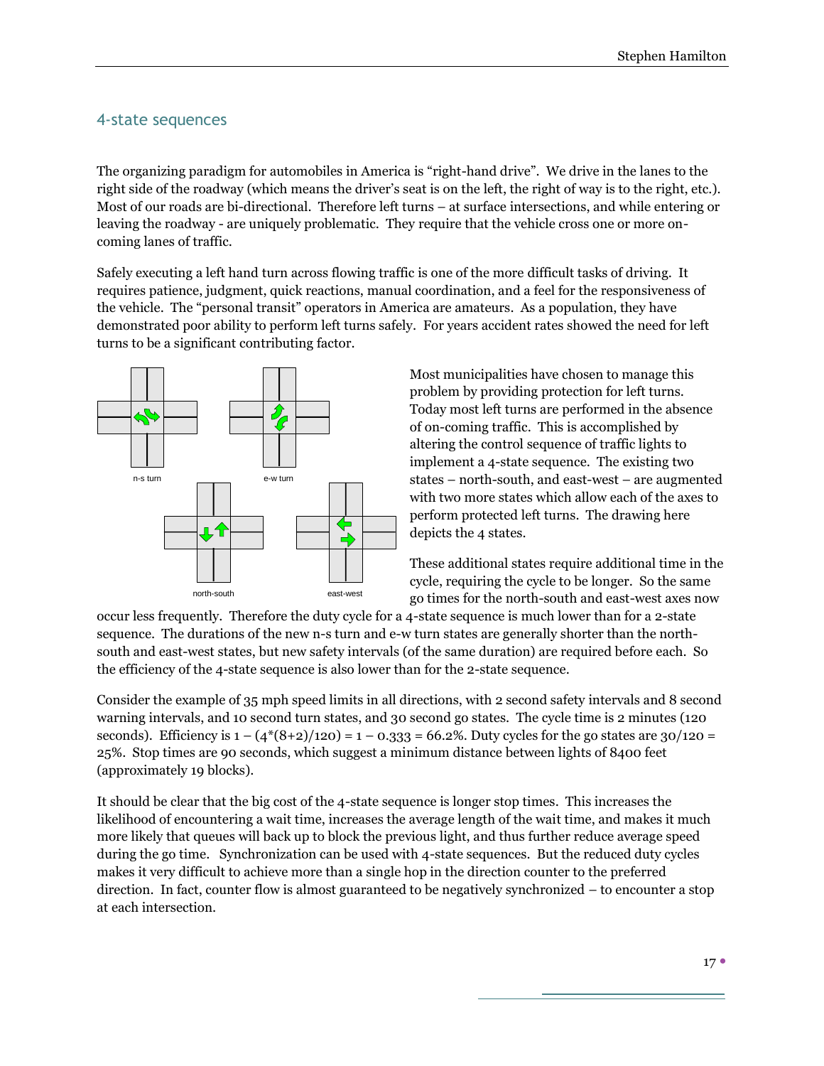## 4-state sequences

The organizing paradigm for automobiles in America is “right-hand drive”. We drive in the lanes to the right side of the roadway (which means the driver’s seat is on the left, the right of way is to the right, etc.). Most of our roads are bi-directional. Therefore left turns – at surface intersections, and while entering or leaving the roadway - are uniquely problematic. They require that the vehicle cross one or more on-coming lanes of traffic.

Safely executing a left hand turn across flowing traffic is one of the more difficult tasks of driving. It requires patience, judgment, quick reactions, manual coordination, and a feel for the responsiveness of the vehicle. The “personal transit” operators in America are amateurs. As a population, they have demonstrated poor ability to perform left turns safely. For years accident rates showed the need for left turns to be a significant contributing factor.

n-s turn e-w turn north-south east-west

Most municipalities have chosen to manage this problem by providing protection for left turns. Today most left turns are performed in the absence of on-coming traffic. This is accomplished by altering the control sequence of traffic lights to implement a 4-state sequence. The existing two states – north-south, and east-west – are augmented with two more states which allow each of the axes to perform protected left turns. The drawing here depicts the 4 states.

These additional states require additional time in the cycle, requiring the cycle to be longer. So the same go times for the north-south and east-west axes now occur less frequently. Therefore the duty cycle for a 4-state sequence is much lower than for a 2-state sequence. The durations of the new n-s turn and e-w turn states are generally shorter than the north-south and east-west states, but new safety intervals (of the same duration) are required before each. So the efficiency of the 4-state sequence is also lower than for the 2-state sequence.

Consider the example of 35 mph speed limits in all directions, with 2 second safety intervals and 8 second warning intervals, and 10 second turn states, and 30 second go states. The cycle time is 2 minutes (120 seconds). Efficiency is $1 - (4*(8+2)/120) = 1 - 0.333 = 66.2\%$. Duty cycles for the go states are $30/120 = 25\%$. Stop times are 90 seconds, which suggest a minimum distance between lights of 8400 feet (approximately 19 blocks).

It should be clear that the big cost of the 4-state sequence is longer stop times. This increases the likelihood of encountering a wait time, increases the average length of the wait time, and makes it much more likely that queues will back up to block the previous light, and thus further reduce average speed during the go time. Synchronization can be used with 4-state sequences. But the reduced duty cycles makes it very difficult to achieve more than a single hop in the direction counter to the preferred direction. In fact, counter flow is almost guaranteed to be negatively synchronized – to encounter a stop at each intersection.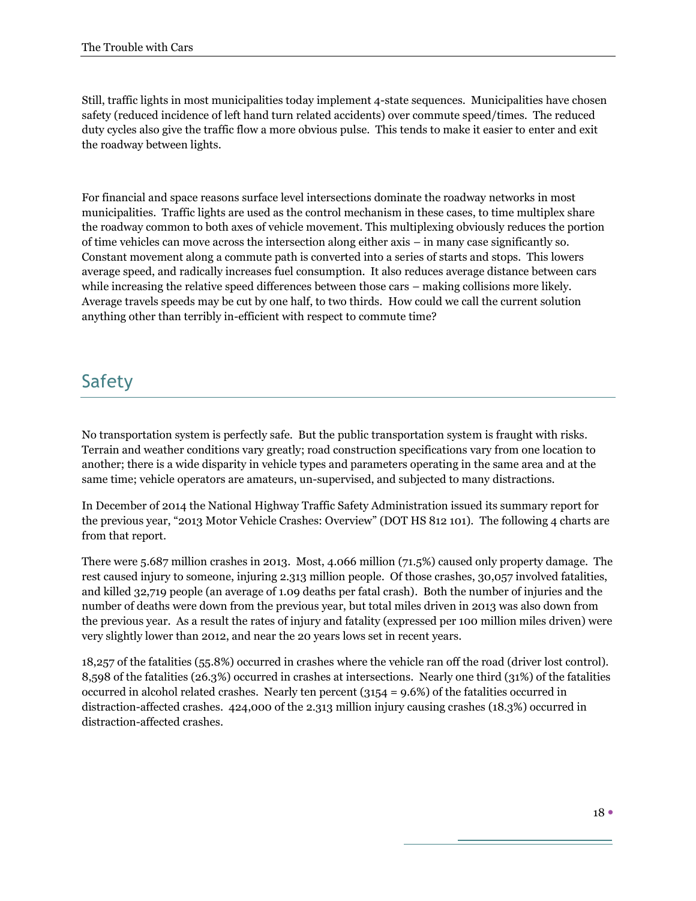Still, traffic lights in most municipalities today implement 4-state sequences. Municipalities have chosen safety (reduced incidence of left hand turn related accidents) over commute speed/times. The reduced duty cycles also give the traffic flow a more obvious pulse. This tends to make it easier to enter and exit the roadway between lights.

For financial and space reasons surface level intersections dominate the roadway networks in most municipalities. Traffic lights are used as the control mechanism in these cases, to time multiplex share the roadway common to both axes of vehicle movement. This multiplexing obviously reduces the portion of time vehicles can move across the intersection along either axis – in many case significantly so. Constant movement along a commute path is converted into a series of starts and stops. This lowers average speed, and radically increases fuel consumption. It also reduces average distance between cars while increasing the relative speed differences between those cars – making collisions more likely. Average travels speeds may be cut by one half, to two thirds. How could we call the current solution anything other than terribly in-efficient with respect to commute time?

## Safety

No transportation system is perfectly safe. But the public transportation system is fraught with risks. Terrain and weather conditions vary greatly; road construction specifications vary from one location to another; there is a wide disparity in vehicle types and parameters operating in the same area and at the same time; vehicle operators are amateurs, un-supervised, and subjected to many distractions.

In December of 2014 the National Highway Traffic Safety Administration issued its summary report for the previous year, "2013 Motor Vehicle Crashes: Overview" (DOT HS 812 101). The following 4 charts are from that report.

There were 5.687 million crashes in 2013. Most, 4.066 million (71.5%) caused only property damage. The rest caused injury to someone, injuring 2.313 million people. Of those crashes, 30,057 involved fatalities, and killed 32,719 people (an average of 1.09 deaths per fatal crash). Both the number of injuries and the number of deaths were down from the previous year, but total miles driven in 2013 was also down from the previous year. As a result the rates of injury and fatality (expressed per 100 million miles driven) were very slightly lower than 2012, and near the 20 years lows set in recent years.

18,257 of the fatalities (55.8%) occurred in crashes where the vehicle ran off the road (driver lost control). 8,598 of the fatalities (26.3%) occurred in crashes at intersections. Nearly one third (31%) of the fatalities occurred in alcohol related crashes. Nearly ten percent (3154 = 9.6%) of the fatalities occurred in distraction-affected crashes. 424,000 of the 2.313 million injury causing crashes (18.3%) occurred in distraction-affected crashes.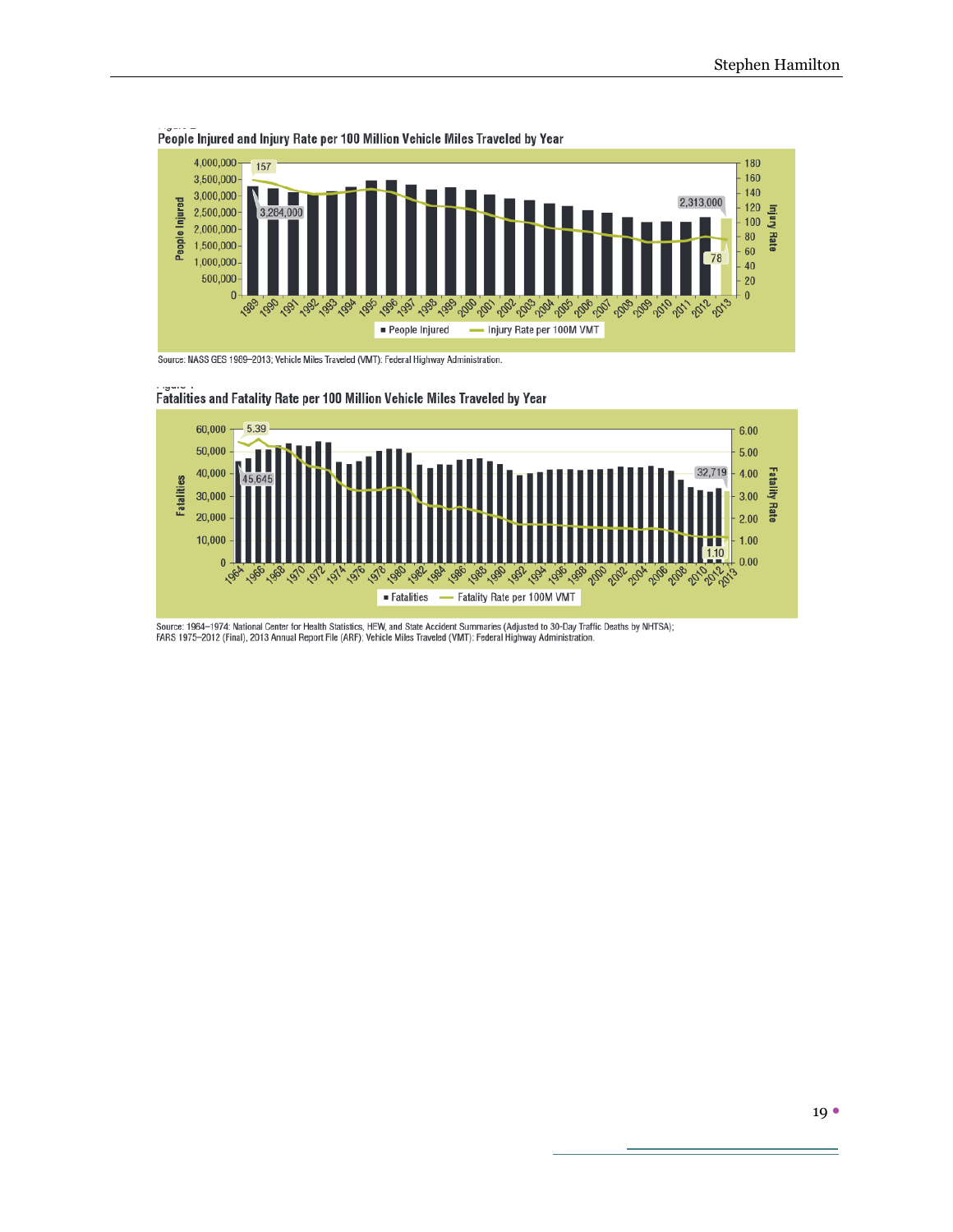People Injured and Injury Rate per 100 Million Vehicle Miles Traveled by Year

Source: NASS GES 1989–2013; Vehicle Miles Traveled (VMT): Federal Highway Administration.

Fatalities and Fatality Rate per 100 Million Vehicle Miles Traveled by Year

Source: 1964–1974: National Center for Health Statistics, HEW, and State Accident Summaries (Adjusted to 30-Day Traffic Deaths by NHTSA); FARS 1975–2012 (Final), 2013 Annual Report File (ARF); Vehicle Miles Traveled (VMT): Federal Highway Administration.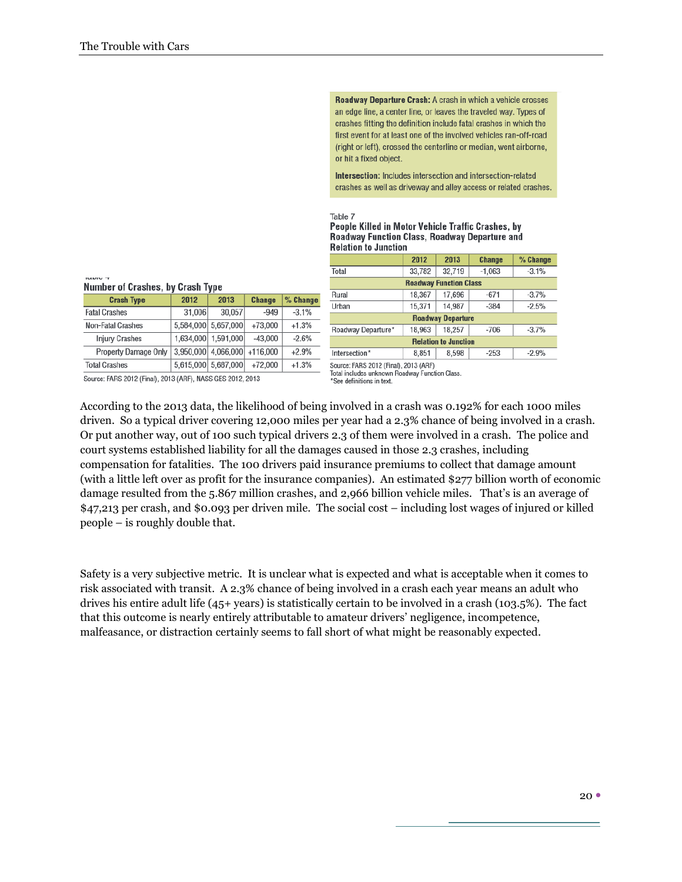**Roadway Departure Crash:** A crash in which a vehicle crosses an edge line, a center line, or leaves the traveled way. Types of crashes fitting the definition include fatal crashes in which the first event for at least one of the involved vehicles ran-off-road (right or left), crossed the centerline or median, went airborne, or hit a fixed object.

**Intersection:** Includes intersection and intersection-related crashes as well as driveway and alley access or related crashes.

Table 4

**Number of Crashes, by Crash Type**

| Crash Type | 2012 | 2013 | Change | % Change |
|---|---|---|---|---|
| Fatal Crashes | 31,006 | 30,057 | -949 | -3.1% |
| Non-Fatal Crashes | 5,584,000 | 5,657,000 | +73,000 | +1.3% |
| Injury Crashes | 1,634,000 | 1,591,000 | -43,000 | -2.6% |
| Property Damage Only | 3,950,000 | 4,066,000 | +116,000 | +2.9% |
| Total Crashes | 5,615,000 | 5,687,000 | +72,000 | +1.3% |

Source: FARS 2012 (Final), 2013 (ARF), NASS GES 2012, 2013

Table 7

**People Killed in Motor Vehicle Traffic Crashes, by Roadway Function Class, Roadway Departure and Relation to Junction**

| | 2012 | 2013 | Change | % Change |
|---|---|---|---|---|
| Total | 33,782 | 32,719 | -1,063 | -3.1% |
| **Roadway Function Class** | | | | |
| Rural | 18,367 | 17,696 | -671 | -3.7% |
| Urban | 15,371 | 14,987 | -384 | -2.5% |
| **Roadway Departure** | | | | |
| Roadway Departure* | 18,963 | 18,257 | -706 | -3.7% |
| **Relation to Junction** | | | | |
| Intersection* | 8,851 | 8,598 | -253 | -2.9% |

Source: FARS 2012 (Final), 2013 (ARF)
Total includes unknown Roadway Function Class.
*See definitions in text.

According to the 2013 data, the likelihood of being involved in a crash was 0.192% for each 1000 miles driven. So a typical driver covering 12,000 miles per year had a 2.3% chance of being involved in a crash. Or put another way, out of 100 such typical drivers 2.3 of them were involved in a crash. The police and court systems established liability for all the damages caused in those 2.3 crashes, including compensation for fatalities. The 100 drivers paid insurance premiums to collect that damage amount (with a little left over as profit for the insurance companies). An estimated $277 billion worth of economic damage resulted from the 5.867 million crashes, and 2,966 billion vehicle miles. That's is an average of $47,213 per crash, and $0.093 per driven mile. The social cost – including lost wages of injured or killed people – is roughly double that.

Safety is a very subjective metric. It is unclear what is expected and what is acceptable when it comes to risk associated with transit. A 2.3% chance of being involved in a crash each year means an adult who drives his entire adult life (45+ years) is statistically certain to be involved in a crash (103.5%). The fact that this outcome is nearly entirely attributable to amateur drivers' negligence, incompetence, malfeasance, or distraction certainly seems to fall short of what might be reasonably expected.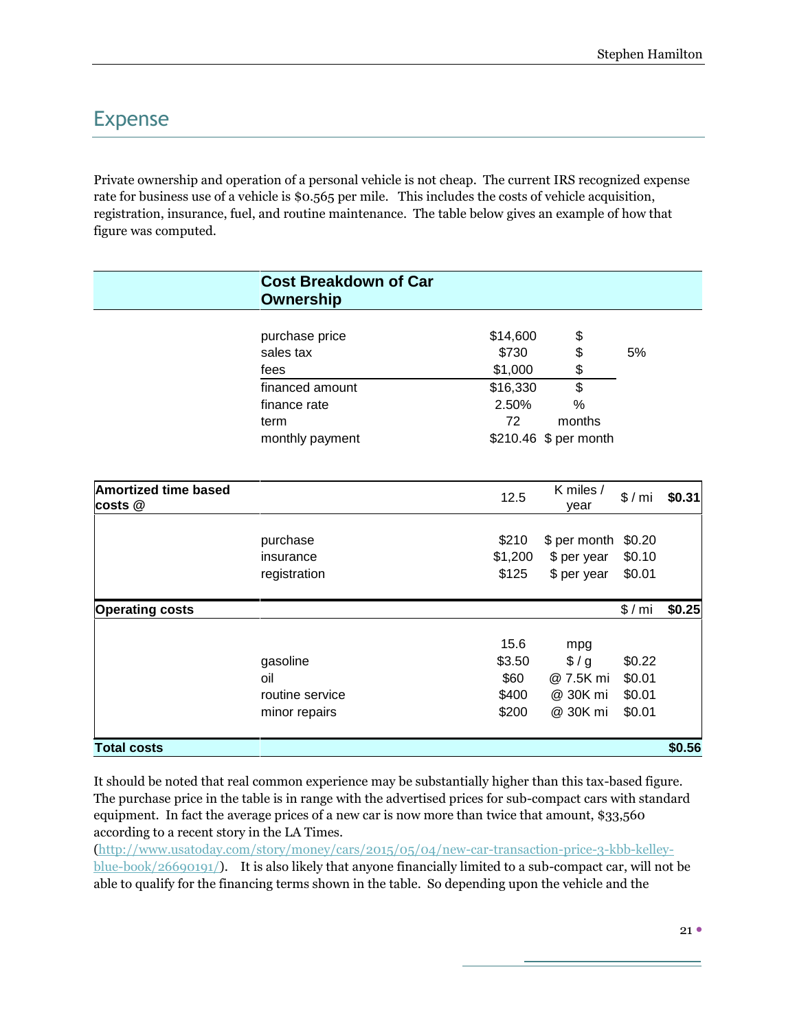## Expense

Private ownership and operation of a personal vehicle is not cheap. The current IRS recognized expense rate for business use of a vehicle is $0.565 per mile. This includes the costs of vehicle acquisition, registration, insurance, fuel, and routine maintenance. The table below gives an example of how that figure was computed.

| | **Cost Breakdown of Car Ownership** | | | | |
|---|---|---|---|---|---|
| | purchase price | $14,600 | $ | | |
| | sales tax | $730 | $ | 5% | |
| | fees | $1,000 | $ | | |
| | financed amount | $16,330 | $ | | |
| | finance rate | 2.50% | % | | |
| | term | 72 | months | | |
| | monthly payment | $210.46 | $ per month | | |
| **Amortized time based costs @** | | 12.5 | K miles / year | $ / mi | **$0.31** |
| | purchase | $210 | $ per month | $0.20 | |
| | insurance | $1,200 | $ per year | $0.10 | |
| | registration | $125 | $ per year | $0.01 | |
| **Operating costs** | | | | $ / mi | **$0.25** |
| | | 15.6 | mpg | | |
| | gasoline | $3.50 | $ / g | $0.22 | |
| | oil | $60 | @ 7.5K mi | $0.01 | |
| | routine service | $400 | @ 30K mi | $0.01 | |
| | minor repairs | $200 | @ 30K mi | $0.01 | |
| **Total costs** | | | | | **$0.56** |

It should be noted that real common experience may be substantially higher than this tax-based figure. The purchase price in the table is in range with the advertised prices for sub-compact cars with standard equipment. In fact the average prices of a new car is now more than twice that amount, $33,560 according to a recent story in the LA Times. (http://www.usatoday.com/story/money/cars/2015/05/04/new-car-transaction-price-3-kbb-kelley-blue-book/26690191/). It is also likely that anyone financially limited to a sub-compact car, will not be able to qualify for the financing terms shown in the table. So depending upon the vehicle and the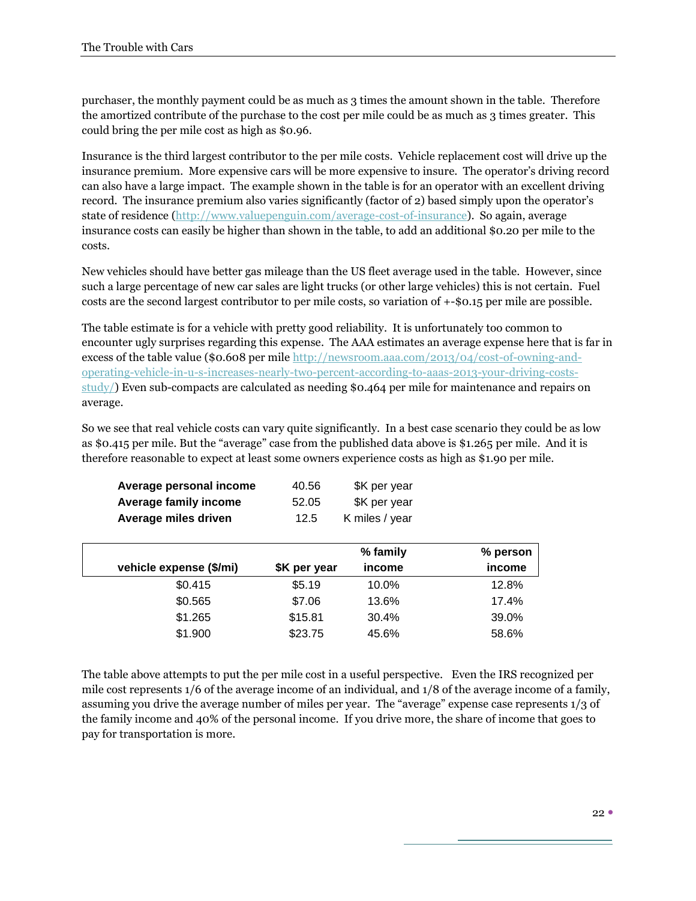purchaser, the monthly payment could be as much as 3 times the amount shown in the table. Therefore the amortized contribute of the purchase to the cost per mile could be as much as 3 times greater. This could bring the per mile cost as high as $0.96.

Insurance is the third largest contributor to the per mile costs. Vehicle replacement cost will drive up the insurance premium. More expensive cars will be more expensive to insure. The operator's driving record can also have a large impact. The example shown in the table is for an operator with an excellent driving record. The insurance premium also varies significantly (factor of 2) based simply upon the operator's state of residence (http://www.valuepenguin.com/average-cost-of-insurance). So again, average insurance costs can easily be higher than shown in the table, to add an additional $0.20 per mile to the costs.

New vehicles should have better gas mileage than the US fleet average used in the table. However, since such a large percentage of new car sales are light trucks (or other large vehicles) this is not certain. Fuel costs are the second largest contributor to per mile costs, so variation of +-$0.15 per mile are possible.

The table estimate is for a vehicle with pretty good reliability. It is unfortunately too common to encounter ugly surprises regarding this expense. The AAA estimates an average expense here that is far in excess of the table value ($0.608 per mile http://newsroom.aaa.com/2013/04/cost-of-owning-and-operating-vehicle-in-u-s-increases-nearly-two-percent-according-to-aaas-2013-your-driving-costs-study/) Even sub-compacts are calculated as needing $0.464 per mile for maintenance and repairs on average.

So we see that real vehicle costs can vary quite significantly. In a best case scenario they could be as low as $0.415 per mile. But the "average" case from the published data above is $1.265 per mile. And it is therefore reasonable to expect at least some owners experience costs as high as $1.90 per mile.

| | | |
|---|---|---|
| **Average personal income** | 40.56 | $K per year |
| **Average family income** | 52.05 | $K per year |
| **Average miles driven** | 12.5 | K miles / year |

| vehicle expense ($/mi) | $K per year | % family income | % person income |
|---|---|---|---|
| $0.415 | $5.19 | 10.0% | 12.8% |
| $0.565 | $7.06 | 13.6% | 17.4% |
| $1.265 | $15.81 | 30.4% | 39.0% |
| $1.900 | $23.75 | 45.6% | 58.6% |

The table above attempts to put the per mile cost in a useful perspective. Even the IRS recognized per mile cost represents 1/6 of the average income of an individual, and 1/8 of the average income of a family, assuming you drive the average number of miles per year. The "average" expense case represents 1/3 of the family income and 40% of the personal income. If you drive more, the share of income that goes to pay for transportation is more.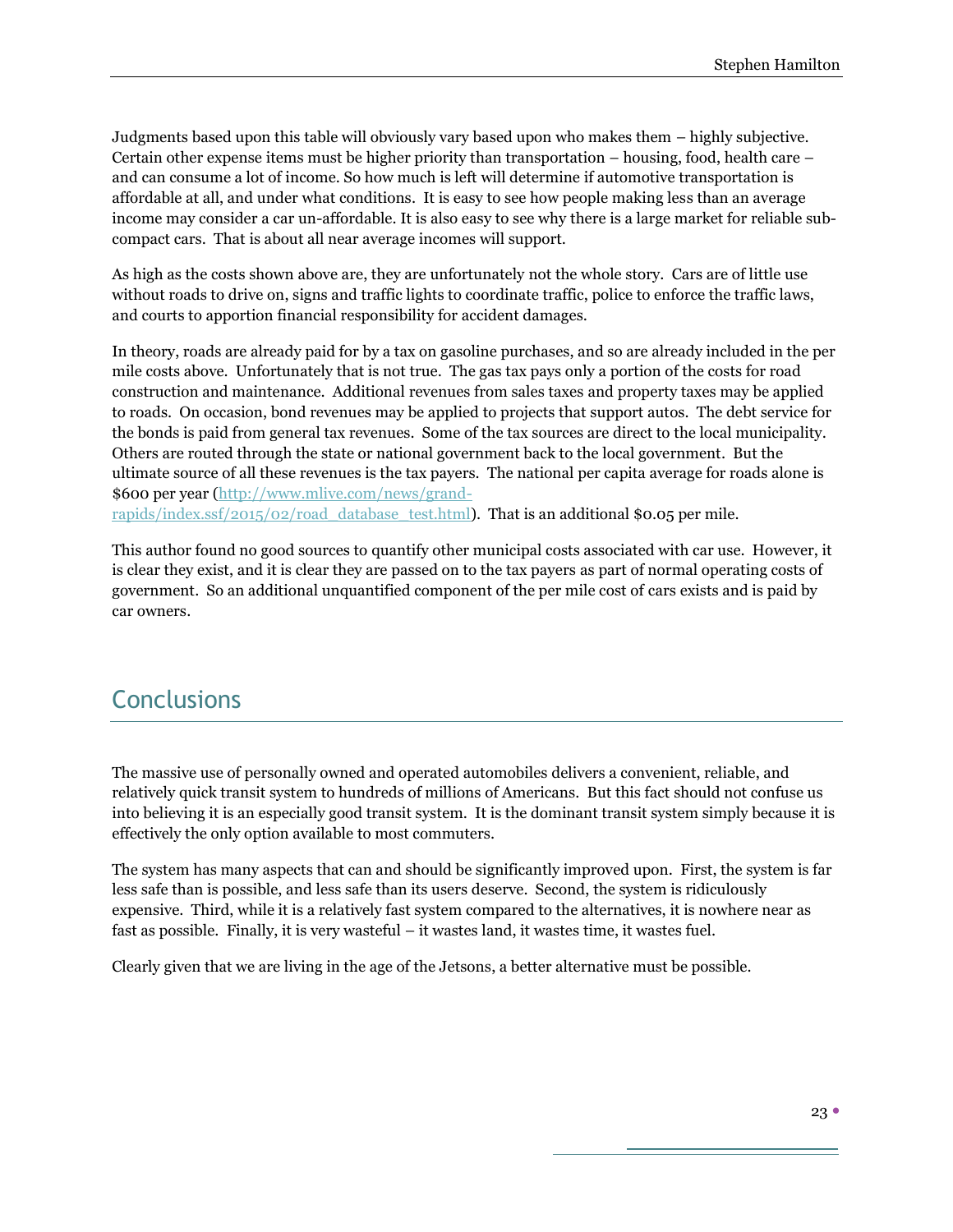Judgments based upon this table will obviously vary based upon who makes them – highly subjective. Certain other expense items must be higher priority than transportation – housing, food, health care – and can consume a lot of income. So how much is left will determine if automotive transportation is affordable at all, and under what conditions. It is easy to see how people making less than an average income may consider a car un-affordable. It is also easy to see why there is a large market for reliable sub-compact cars. That is about all near average incomes will support.

As high as the costs shown above are, they are unfortunately not the whole story. Cars are of little use without roads to drive on, signs and traffic lights to coordinate traffic, police to enforce the traffic laws, and courts to apportion financial responsibility for accident damages.

In theory, roads are already paid for by a tax on gasoline purchases, and so are already included in the per mile costs above. Unfortunately that is not true. The gas tax pays only a portion of the costs for road construction and maintenance. Additional revenues from sales taxes and property taxes may be applied to roads. On occasion, bond revenues may be applied to projects that support autos. The debt service for the bonds is paid from general tax revenues. Some of the tax sources are direct to the local municipality. Others are routed through the state or national government back to the local government. But the ultimate source of all these revenues is the tax payers. The national per capita average for roads alone is $600 per year ([http://www.mlive.com/news/grand-rapids/index.ssf/2015/02/road_database_test.html](http://www.mlive.com/news/grand-rapids/index.ssf/2015/02/road_database_test.html)). That is an additional $0.05 per mile.

This author found no good sources to quantify other municipal costs associated with car use. However, it is clear they exist, and it is clear they are passed on to the tax payers as part of normal operating costs of government. So an additional unquantified component of the per mile cost of cars exists and is paid by car owners.

## Conclusions

The massive use of personally owned and operated automobiles delivers a convenient, reliable, and relatively quick transit system to hundreds of millions of Americans. But this fact should not confuse us into believing it is an especially good transit system. It is the dominant transit system simply because it is effectively the only option available to most commuters.

The system has many aspects that can and should be significantly improved upon. First, the system is far less safe than is possible, and less safe than its users deserve. Second, the system is ridiculously expensive. Third, while it is a relatively fast system compared to the alternatives, it is nowhere near as fast as possible. Finally, it is very wasteful – it wastes land, it wastes time, it wastes fuel.

Clearly given that we are living in the age of the Jetsons, a better alternative must be possible.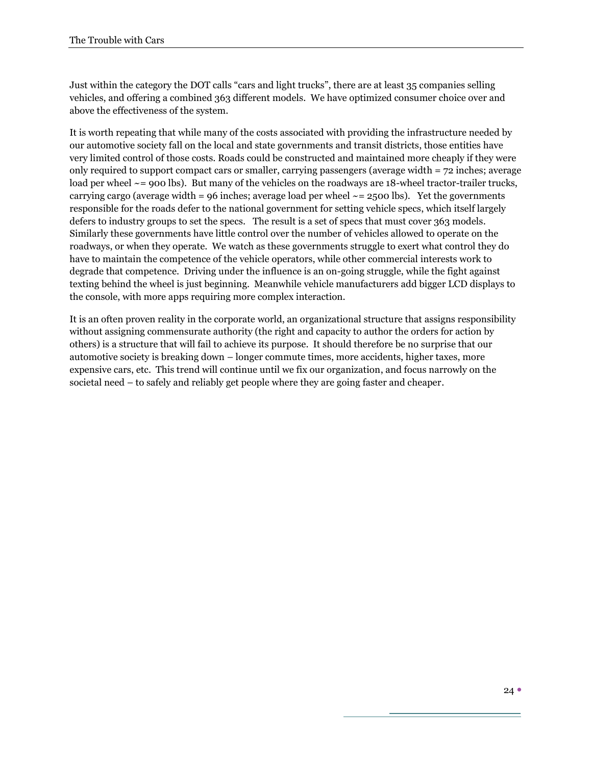Just within the category the DOT calls "cars and light trucks", there are at least 35 companies selling vehicles, and offering a combined 363 different models. We have optimized consumer choice over and above the effectiveness of the system.

It is worth repeating that while many of the costs associated with providing the infrastructure needed by our automotive society fall on the local and state governments and transit districts, those entities have very limited control of those costs. Roads could be constructed and maintained more cheaply if they were only required to support compact cars or smaller, carrying passengers (average width = 72 inches; average load per wheel ~= 900 lbs). But many of the vehicles on the roadways are 18-wheel tractor-trailer trucks, carrying cargo (average width = 96 inches; average load per wheel ~= 2500 lbs). Yet the governments responsible for the roads defer to the national government for setting vehicle specs, which itself largely defers to industry groups to set the specs. The result is a set of specs that must cover 363 models. Similarly these governments have little control over the number of vehicles allowed to operate on the roadways, or when they operate. We watch as these governments struggle to exert what control they do have to maintain the competence of the vehicle operators, while other commercial interests work to degrade that competence. Driving under the influence is an on-going struggle, while the fight against texting behind the wheel is just beginning. Meanwhile vehicle manufacturers add bigger LCD displays to the console, with more apps requiring more complex interaction.

It is an often proven reality in the corporate world, an organizational structure that assigns responsibility without assigning commensurate authority (the right and capacity to author the orders for action by others) is a structure that will fail to achieve its purpose. It should therefore be no surprise that our automotive society is breaking down – longer commute times, more accidents, higher taxes, more expensive cars, etc. This trend will continue until we fix our organization, and focus narrowly on the societal need – to safely and reliably get people where they are going faster and cheaper.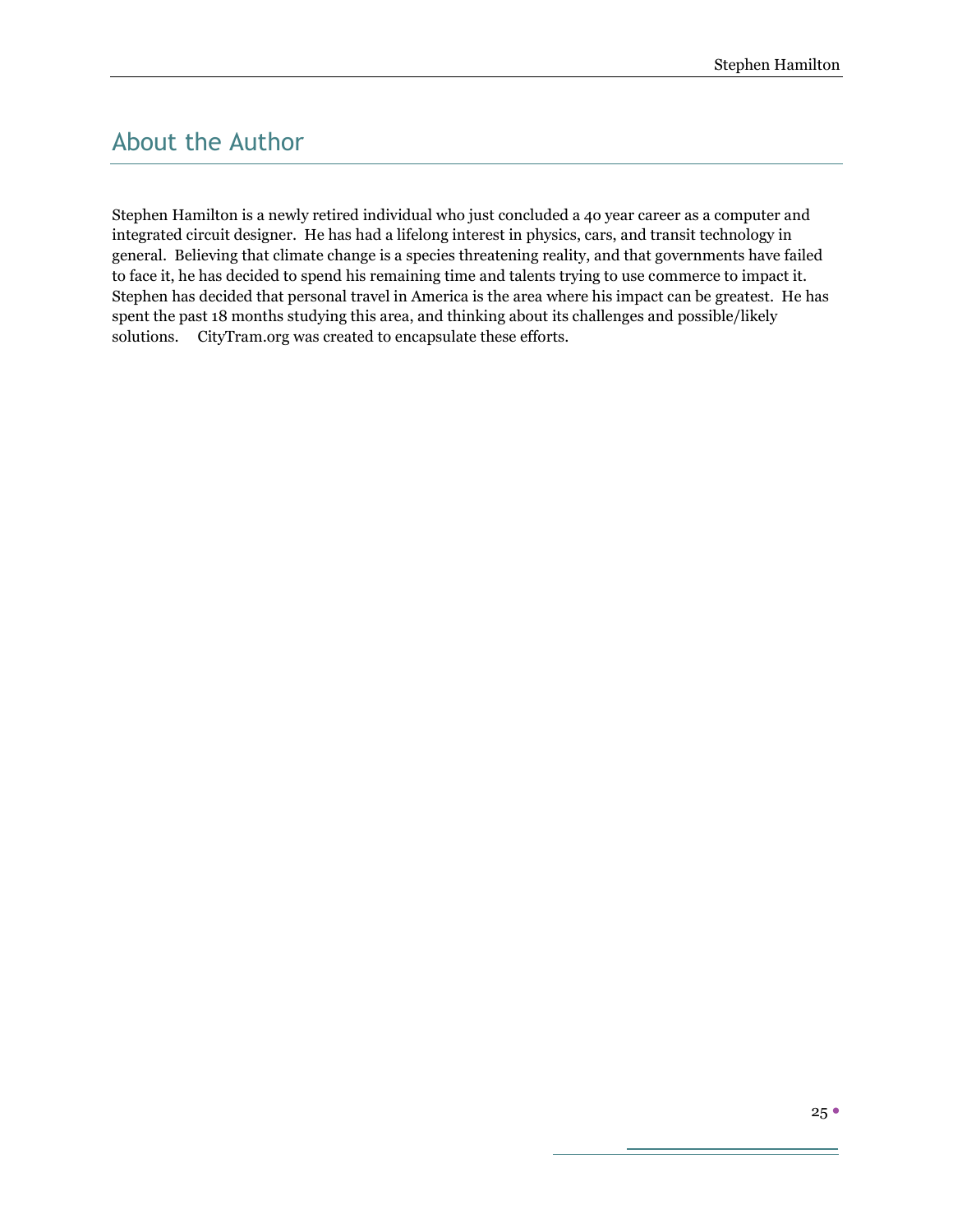## About the Author

Stephen Hamilton is a newly retired individual who just concluded a 40 year career as a computer and integrated circuit designer. He has had a lifelong interest in physics, cars, and transit technology in general. Believing that climate change is a species threatening reality, and that governments have failed to face it, he has decided to spend his remaining time and talents trying to use commerce to impact it. Stephen has decided that personal travel in America is the area where his impact can be greatest. He has spent the past 18 months studying this area, and thinking about its challenges and possible/likely solutions. CityTram.org was created to encapsulate these efforts.